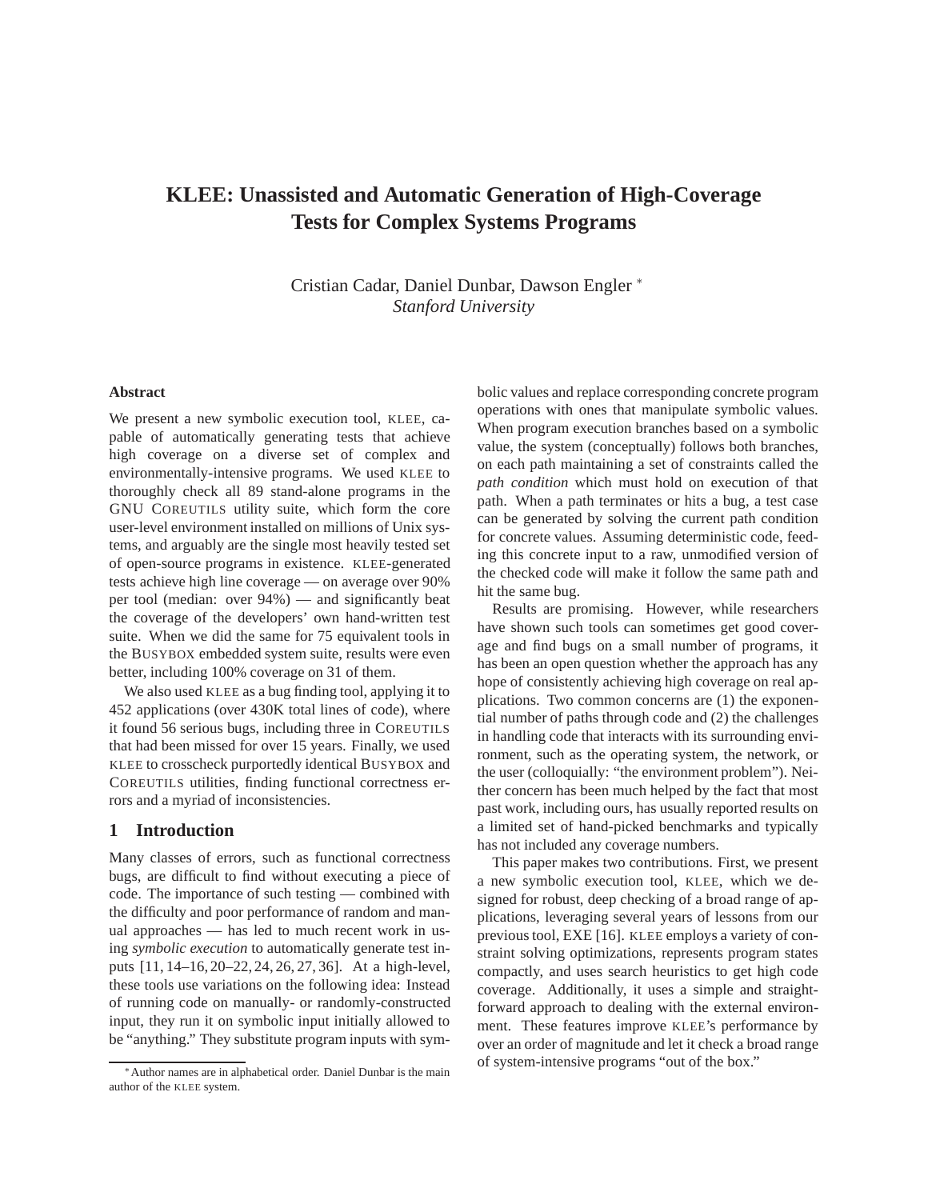# KLEE: Unassisted and Automatic Generation of High-Coverage Tests for Complex Systems Programs

Cristian Cadar, Daniel Dunbar, Dawson Engler *
*Stanford University*

### Abstract

We present a new symbolic execution tool, KLEE, capable of automatically generating tests that achieve high coverage on a diverse set of complex and environmentally-intensive programs. We used KLEE to thoroughly check all 89 stand-alone programs in the GNU COREUTILS utility suite, which form the core user-level environment installed on millions of Unix systems, and arguably are the single most heavily tested set of open-source programs in existence. KLEE-generated tests achieve high line coverage — on average over 90% per tool (median: over 94%) — and significantly beat the coverage of the developers' own hand-written test suite. When we did the same for 75 equivalent tools in the BUSYBOX embedded system suite, results were even better, including 100% coverage on 31 of them.

We also used KLEE as a bug finding tool, applying it to 452 applications (over 430K total lines of code), where it found 56 serious bugs, including three in COREUTILS that had been missed for over 15 years. Finally, we used KLEE to crosscheck purportedly identical BUSYBOX and COREUTILS utilities, finding functional correctness errors and a myriad of inconsistencies.

## 1 Introduction

Many classes of errors, such as functional correctness bugs, are difficult to find without executing a piece of code. The importance of such testing — combined with the difficulty and poor performance of random and manual approaches — has led to much recent work in using *symbolic execution* to automatically generate test inputs [11, 14–16, 20–22, 24, 26, 27, 36]. At a high-level, these tools use variations on the following idea: Instead of running code on manually- or randomly-constructed input, they run it on symbolic input initially allowed to be "anything." They substitute program inputs with symbolic values and replace corresponding concrete program operations with ones that manipulate symbolic values. When program execution branches based on a symbolic value, the system (conceptually) follows both branches, on each path maintaining a set of constraints called the *path condition* which must hold on execution of that path. When a path terminates or hits a bug, a test case can be generated by solving the current path condition for concrete values. Assuming deterministic code, feeding this concrete input to a raw, unmodified version of the checked code will make it follow the same path and hit the same bug.

Results are promising. However, while researchers have shown such tools can sometimes get good coverage and find bugs on a small number of programs, it has been an open question whether the approach has any hope of consistently achieving high coverage on real applications. Two common concerns are (1) the exponential number of paths through code and (2) the challenges in handling code that interacts with its surrounding environment, such as the operating system, the network, or the user (colloquially: "the environment problem"). Neither concern has been much helped by the fact that most past work, including ours, has usually reported results on a limited set of hand-picked benchmarks and typically has not included any coverage numbers.

This paper makes two contributions. First, we present a new symbolic execution tool, KLEE, which we designed for robust, deep checking of a broad range of applications, leveraging several years of lessons from our previous tool, EXE [16]. KLEE employs a variety of constraint solving optimizations, represents program states compactly, and uses search heuristics to get high code coverage. Additionally, it uses a simple and straightforward approach to dealing with the external environment. These features improve KLEE's performance by over an order of magnitude and let it check a broad range of system-intensive programs "out of the box."

* Author names are in alphabetical order. Daniel Dunbar is the main author of the KLEE system.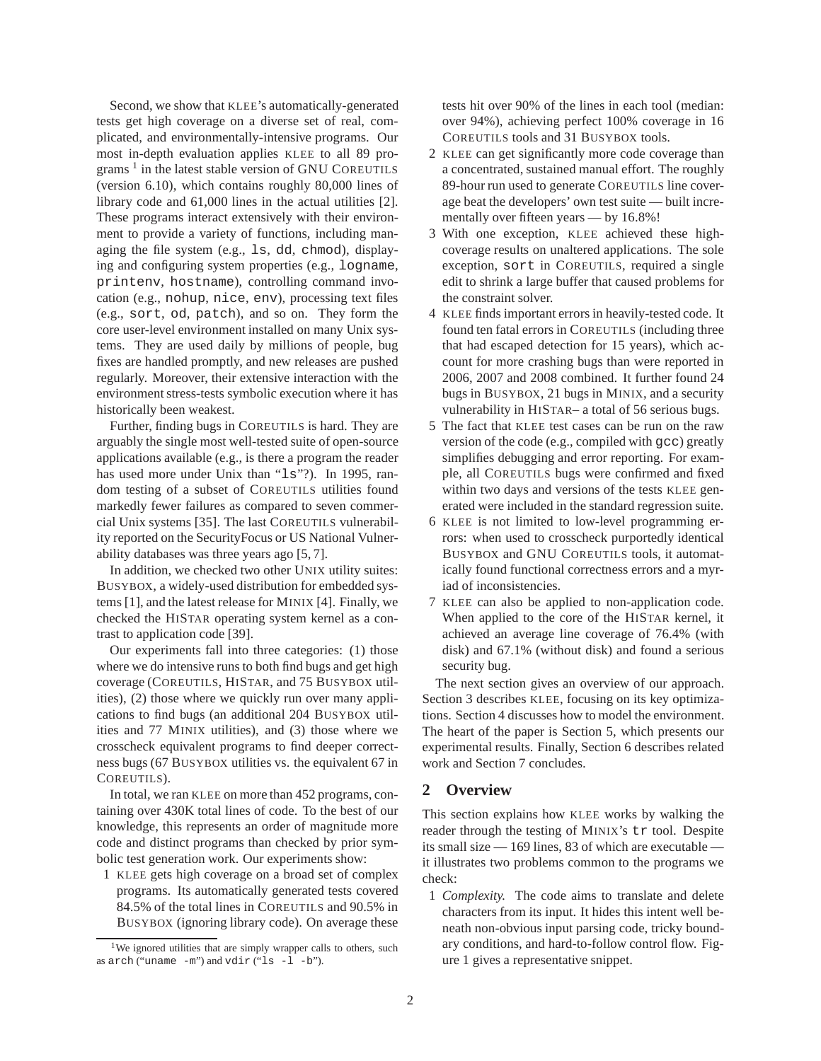Second, we show that KLEE's automatically-generated tests get high coverage on a diverse set of real, complicated, and environmentally-intensive programs. Our most in-depth evaluation applies KLEE to all 89 programs [1] in the latest stable version of GNU COREUTILS (version 6.10), which contains roughly 80,000 lines of library code and 61,000 lines in the actual utilities [2]. These programs interact extensively with their environment to provide a variety of functions, including managing the file system (e.g., `ls`, `dd`, `chmod`), displaying and configuring system properties (e.g., `logname`, `printenv`, `hostname`), controlling command invocation (e.g., `nohup`, `nice`, `env`), processing text files (e.g., `sort`, `od`, `patch`), and so on. They form the core user-level environment installed on many Unix systems. They are used daily by millions of people, bug fixes are handled promptly, and new releases are pushed regularly. Moreover, their extensive interaction with the environment stress-tests symbolic execution where it has historically been weakest.

Further, finding bugs in COREUTILS is hard. They are arguably the single most well-tested suite of open-source applications available (e.g., is there a program the reader has used more under Unix than "`ls`"?). In 1995, random testing of a subset of COREUTILS utilities found markedly fewer failures as compared to seven commercial Unix systems [35]. The last COREUTILS vulnerability reported on the SecurityFocus or US National Vulnerability databases was three years ago [5, 7].

In addition, we checked two other UNIX utility suites: BUSYBOX, a widely-used distribution for embedded systems [1], and the latest release for MINIX [4]. Finally, we checked the HISTAR operating system kernel as a contrast to application code [39].

Our experiments fall into three categories: (1) those where we do intensive runs to both find bugs and get high coverage (COREUTILS, HISTAR, and 75 BUSYBOX utilities), (2) those where we quickly run over many applications to find bugs (an additional 204 BUSYBOX utilities and 77 MINIX utilities), and (3) those where we crosscheck equivalent programs to find deeper correctness bugs (67 BUSYBOX utilities vs. the equivalent 67 in COREUTILS).

In total, we ran KLEE on more than 452 programs, containing over 430K total lines of code. To the best of our knowledge, this represents an order of magnitude more code and distinct programs than checked by prior symbolic test generation work. Our experiments show:

1. KLEE gets high coverage on a broad set of complex programs. Its automatically generated tests covered 84.5% of the total lines in COREUTILS and 90.5% in BUSYBOX (ignoring library code). On average these tests hit over 90% of the lines in each tool (median: over 94%), achieving perfect 100% coverage in 16 COREUTILS tools and 31 BUSYBOX tools.
2. KLEE can get significantly more code coverage than a concentrated, sustained manual effort. The roughly 89-hour run used to generate COREUTILS line coverage beat the developers' own test suite — built incrementally over fifteen years — by 16.8%!
3. With one exception, KLEE achieved these high-coverage results on unaltered applications. The sole exception, `sort` in COREUTILS, required a single edit to shrink a large buffer that caused problems for the constraint solver.
4. KLEE finds important errors in heavily-tested code. It found ten fatal errors in COREUTILS (including three that had escaped detection for 15 years), which account for more crashing bugs than were reported in 2006, 2007 and 2008 combined. It further found 24 bugs in BUSYBOX, 21 bugs in MINIX, and a security vulnerability in HISTAR– a total of 56 serious bugs.
5. The fact that KLEE test cases can be run on the raw version of the code (e.g., compiled with `gcc`) greatly simplifies debugging and error reporting. For example, all COREUTILS bugs were confirmed and fixed within two days and versions of the tests KLEE generated were included in the standard regression suite.
6. KLEE is not limited to low-level programming errors: when used to crosscheck purportedly identical BUSYBOX and GNU COREUTILS tools, it automatically found functional correctness errors and a myriad of inconsistencies.
7. KLEE can also be applied to non-application code. When applied to the core of the HISTAR kernel, it achieved an average line coverage of 76.4% (with disk) and 67.1% (without disk) and found a serious security bug.

The next section gives an overview of our approach. Section 3 describes KLEE, focusing on its key optimizations. Section 4 discusses how to model the environment. The heart of the paper is Section 5, which presents our experimental results. Finally, Section 6 describes related work and Section 7 concludes.

## 2 Overview

This section explains how KLEE works by walking the reader through the testing of MINIX's `tr` tool. Despite its small size — 169 lines, 83 of which are executable — it illustrates two problems common to the programs we check:

1. *Complexity.* The code aims to translate and delete characters from its input. It hides this intent well beneath non-obvious input parsing code, tricky boundary conditions, and hard-to-follow control flow. Figure 1 gives a representative snippet.

[1] We ignored utilities that are simply wrapper calls to others, such as `arch` ("`uname -m`") and `vdir` ("`ls -l -b`").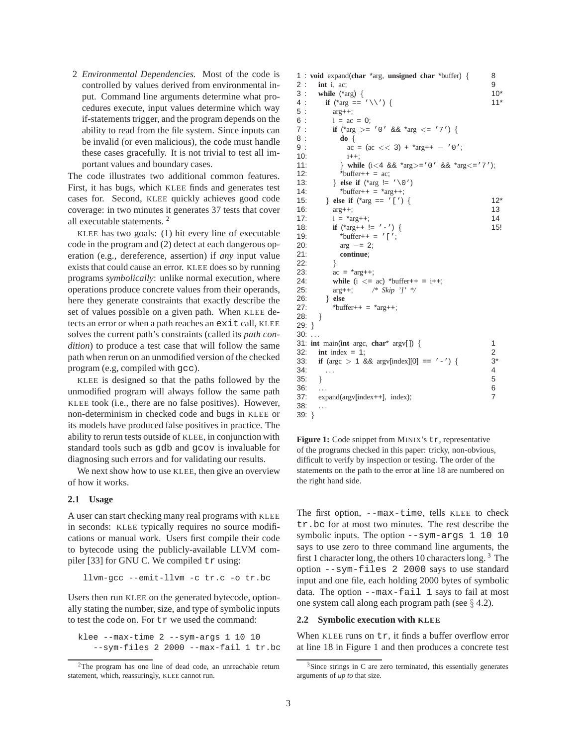2 *Environmental Dependencies.* Most of the code is controlled by values derived from environmental input. Command line arguments determine what procedures execute, input values determine which way if-statements trigger, and the program depends on the ability to read from the file system. Since inputs can be invalid (or even malicious), the code must handle these cases gracefully. It is not trivial to test all important values and boundary cases.

The code illustrates two additional common features. First, it has bugs, which KLEE finds and generates test cases for. Second, KLEE quickly achieves good code coverage: in two minutes it generates 37 tests that cover all executable statements. [2]

KLEE has two goals: (1) hit every line of executable code in the program and (2) detect at each dangerous operation (e.g., dereference, assertion) if *any* input value exists that could cause an error. KLEE does so by running programs *symbolically*: unlike normal execution, where operations produce concrete values from their operands, here they generate constraints that exactly describe the set of values possible on a given path. When KLEE detects an error or when a path reaches an `exit` call, KLEE solves the current path's constraints (called its *path condition*) to produce a test case that will follow the same path when rerun on an unmodified version of the checked program (e.g, compiled with `gcc`).

KLEE is designed so that the paths followed by the unmodified program will always follow the same path KLEE took (i.e., there are no false positives). However, non-determinism in checked code and bugs in KLEE or its models have produced false positives in practice. The ability to rerun tests outside of KLEE, in conjunction with standard tools such as `gdb` and `gcov` is invaluable for diagnosing such errors and for validating our results.

We next show how to use KLEE, then give an overview of how it works.

### 2.1 Usage

A user can start checking many real programs with KLEE in seconds: KLEE typically requires no source modifications or manual work. Users first compile their code to bytecode using the publicly-available LLVM compiler [33] for GNU C. We compiled `tr` using:

```
llvm-gcc --emit-llvm -c tr.c -o tr.bc
```

Users then run KLEE on the generated bytecode, optionally stating the number, size, and type of symbolic inputs to test the code on. For `tr` we used the command:

```
klee --max-time 2 --sym-args 1 10 10
    --sym-files 2 2000 --max-fail 1 tr.bc
```

[2]The program has one line of dead code, an unreachable return statement, which, reassuringly, KLEE cannot run.

```
1 : void expand(char *arg, unsigned char *buffer) {          8
2 :   int i, ac;                                              9
3 :   while (*arg) {                                          10*
4 :     if (*arg == '\\') {                                   11*
5 :       arg++;
6 :       i = ac = 0;
7 :       if (*arg >= '0' && *arg <= '7') {
8 :         do {
9 :           ac = (ac << 3) + *arg++ − '0';
10:           i++;
11:         } while (i<4 && *arg>='0' && *arg<='7');
12:         *buffer++ = ac;
13:       } else if (*arg != '\0')
14:         *buffer++ = *arg++;
15:     } else if (*arg == '[') {                             12*
16:       arg++;                                              13
17:       i = *arg++;                                         14
18:       if (*arg++ != '-') {                                15!
19:         *buffer++ = '[';
20:         arg −= 2;
21:         continue;
22:       }
23:       ac = *arg++;
24:       while (i <= ac) *buffer++ = i++;
25:       arg++;        /* Skip ']' */
26:     } else
27:       *buffer++ = *arg++;
28:   }
29: }
30: . . .
31: int main(int argc, char* argv[ ]) {                      1
32:   int index = 1;                                          2
33:   if (argc > 1 && argv[index][0] == '-') {                3*
34:     . . .                                                 4
35:   }                                                       5
36:   . . .                                                   6
37:   expand(argv[index++], index);                           7
38:   . . .
39: }
```

**Figure 1:** Code snippet from MINIX's `tr`, representative of the programs checked in this paper: tricky, non-obvious, difficult to verify by inspection or testing. The order of the statements on the path to the error at line 18 are numbered on the right hand side.

The first option, `--max-time`, tells KLEE to check `tr.bc` for at most two minutes. The rest describe the symbolic inputs. The option `--sym-args 1 10 10` says to use zero to three command line arguments, the first 1 character long, the others 10 characters long. [3] The option `--sym-files 2 2000` says to use standard input and one file, each holding 2000 bytes of symbolic data. The option `--max-fail 1` says to fail at most one system call along each program path (see § 4.2).

### 2.2 Symbolic execution with KLEE

When KLEE runs on `tr`, it finds a buffer overflow error at line 18 in Figure 1 and then produces a concrete test

[3]Since strings in C are zero terminated, this essentially generates arguments of *up to* that size.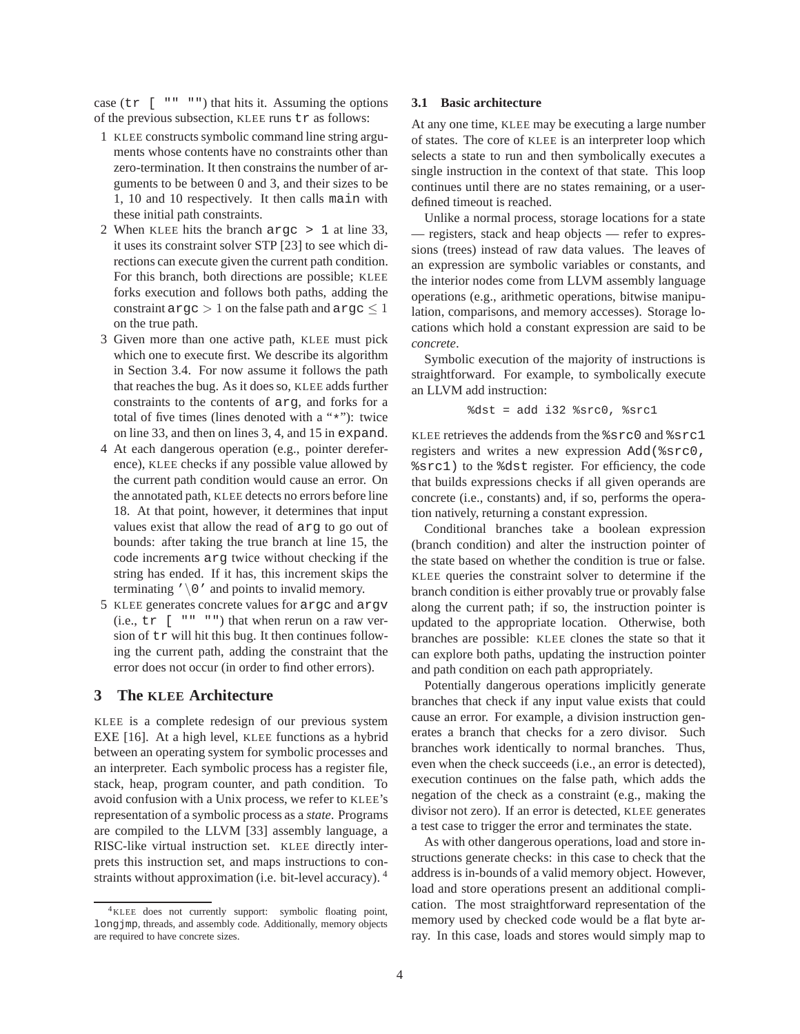case (`tr [ "" ""`) that hits it. Assuming the options of the previous subsection, KLEE runs `tr` as follows:

1. KLEE constructs symbolic command line string arguments whose contents have no constraints other than zero-termination. It then constrains the number of arguments to be between 0 and 3, and their sizes to be 1, 10 and 10 respectively. It then calls `main` with these initial path constraints.
2. When KLEE hits the branch `argc > 1` at line 33, it uses its constraint solver STP [23] to see which directions can execute given the current path condition. For this branch, both directions are possible; KLEE forks execution and follows both paths, adding the constraint `argc` $> 1$ on the false path and `argc` $\leq 1$ on the true path.
3. Given more than one active path, KLEE must pick which one to execute first. We describe its algorithm in Section 3.4. For now assume it follows the path that reaches the bug. As it does so, KLEE adds further constraints to the contents of `arg`, and forks for a total of five times (lines denoted with a "*"): twice on line 33, and then on lines 3, 4, and 15 in `expand`.
4. At each dangerous operation (e.g., pointer dereference), KLEE checks if any possible value allowed by the current path condition would cause an error. On the annotated path, KLEE detects no errors before line 18. At that point, however, it determines that input values exist that allow the read of `arg` to go out of bounds: after taking the true branch at line 15, the code increments `arg` twice without checking if the string has ended. If it has, this increment skips the terminating `'\0'` and points to invalid memory.
5. KLEE generates concrete values for `argc` and `argv` (i.e., `tr [ "" ""`) that when rerun on a raw version of `tr` will hit this bug. It then continues following the current path, adding the constraint that the error does not occur (in order to find other errors).

## 3 The KLEE Architecture

KLEE is a complete redesign of our previous system EXE [16]. At a high level, KLEE functions as a hybrid between an operating system for symbolic processes and an interpreter. Each symbolic process has a register file, stack, heap, program counter, and path condition. To avoid confusion with a Unix process, we refer to KLEE's representation of a symbolic process as a *state*. Programs are compiled to the LLVM [33] assembly language, a RISC-like virtual instruction set. KLEE directly interprets this instruction set, and maps instructions to constraints without approximation (i.e. bit-level accuracy). [4]

[4] KLEE does not currently support: symbolic floating point, `longjmp`, threads, and assembly code. Additionally, memory objects are required to have concrete sizes.

### 3.1 Basic architecture

At any one time, KLEE may be executing a large number of states. The core of KLEE is an interpreter loop which selects a state to run and then symbolically executes a single instruction in the context of that state. This loop continues until there are no states remaining, or a user-defined timeout is reached.

Unlike a normal process, storage locations for a state — registers, stack and heap objects — refer to expressions (trees) instead of raw data values. The leaves of an expression are symbolic variables or constants, and the interior nodes come from LLVM assembly language operations (e.g., arithmetic operations, bitwise manipulation, comparisons, and memory accesses). Storage locations which hold a constant expression are said to be *concrete*.

Symbolic execution of the majority of instructions is straightforward. For example, to symbolically execute an LLVM add instruction:

```
%dst = add i32 %src0, %src1
```

KLEE retrieves the addends from the `%src0` and `%src1` registers and writes a new expression `Add(%src0, %src1)` to the `%dst` register. For efficiency, the code that builds expressions checks if all given operands are concrete (i.e., constants) and, if so, performs the operation natively, returning a constant expression.

Conditional branches take a boolean expression (branch condition) and alter the instruction pointer of the state based on whether the condition is true or false. KLEE queries the constraint solver to determine if the branch condition is either provably true or provably false along the current path; if so, the instruction pointer is updated to the appropriate location. Otherwise, both branches are possible: KLEE clones the state so that it can explore both paths, updating the instruction pointer and path condition on each path appropriately.

Potentially dangerous operations implicitly generate branches that check if any input value exists that could cause an error. For example, a division instruction generates a branch that checks for a zero divisor. Such branches work identically to normal branches. Thus, even when the check succeeds (i.e., an error is detected), execution continues on the false path, which adds the negation of the check as a constraint (e.g., making the divisor not zero). If an error is detected, KLEE generates a test case to trigger the error and terminates the state.

As with other dangerous operations, load and store instructions generate checks: in this case to check that the address is in-bounds of a valid memory object. However, load and store operations present an additional complication. The most straightforward representation of the memory used by checked code would be a flat byte array. In this case, loads and stores would simply map to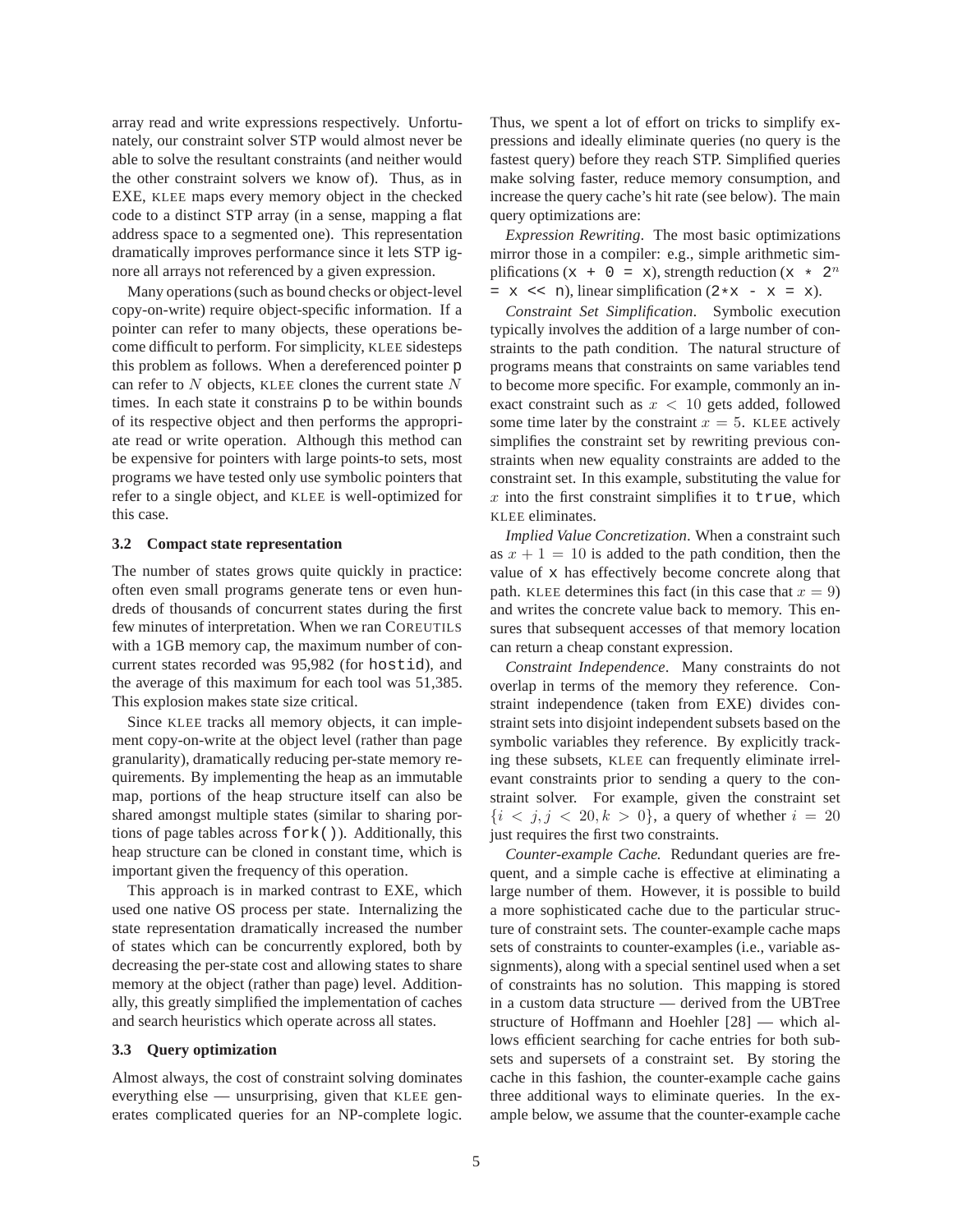array read and write expressions respectively. Unfortunately, our constraint solver STP would almost never be able to solve the resultant constraints (and neither would the other constraint solvers we know of). Thus, as in EXE, KLEE maps every memory object in the checked code to a distinct STP array (in a sense, mapping a flat address space to a segmented one). This representation dramatically improves performance since it lets STP ignore all arrays not referenced by a given expression.

Many operations (such as bound checks or object-level copy-on-write) require object-specific information. If a pointer can refer to many objects, these operations become difficult to perform. For simplicity, KLEE sidesteps this problem as follows. When a dereferenced pointer `p` can refer to $N$ objects, KLEE clones the current state $N$ times. In each state it constrains `p` to be within bounds of its respective object and then performs the appropriate read or write operation. Although this method can be expensive for pointers with large points-to sets, most programs we have tested only use symbolic pointers that refer to a single object, and KLEE is well-optimized for this case.

### 3.2 Compact state representation

The number of states grows quite quickly in practice: often even small programs generate tens or even hundreds of thousands of concurrent states during the first few minutes of interpretation. When we ran COREUTILS with a 1GB memory cap, the maximum number of concurrent states recorded was 95,982 (for `hostid`), and the average of this maximum for each tool was 51,385. This explosion makes state size critical.

Since KLEE tracks all memory objects, it can implement copy-on-write at the object level (rather than page granularity), dramatically reducing per-state memory requirements. By implementing the heap as an immutable map, portions of the heap structure itself can also be shared amongst multiple states (similar to sharing portions of page tables across `fork()`). Additionally, this heap structure can be cloned in constant time, which is important given the frequency of this operation.

This approach is in marked contrast to EXE, which used one native OS process per state. Internalizing the state representation dramatically increased the number of states which can be concurrently explored, both by decreasing the per-state cost and allowing states to share memory at the object (rather than page) level. Additionally, this greatly simplified the implementation of caches and search heuristics which operate across all states.

### 3.3 Query optimization

Almost always, the cost of constraint solving dominates everything else — unsurprising, given that KLEE generates complicated queries for an NP-complete logic. Thus, we spent a lot of effort on tricks to simplify expressions and ideally eliminate queries (no query is the fastest query) before they reach STP. Simplified queries make solving faster, reduce memory consumption, and increase the query cache's hit rate (see below). The main query optimizations are:

*Expression Rewriting*. The most basic optimizations mirror those in a compiler: e.g., simple arithmetic simplifications (`x + 0 = x`), strength reduction (`x * 2`$^n$ `= x << n`), linear simplification (`2*x - x = x`).

*Constraint Set Simplification*. Symbolic execution typically involves the addition of a large number of constraints to the path condition. The natural structure of programs means that constraints on same variables tend to become more specific. For example, commonly an inexact constraint such as $x < 10$ gets added, followed some time later by the constraint $x = 5$. KLEE actively simplifies the constraint set by rewriting previous constraints when new equality constraints are added to the constraint set. In this example, substituting the value for $x$ into the first constraint simplifies it to `true`, which KLEE eliminates.

*Implied Value Concretization*. When a constraint such as $x + 1 = 10$ is added to the path condition, then the value of `x` has effectively become concrete along that path. KLEE determines this fact (in this case that $x = 9$) and writes the concrete value back to memory. This ensures that subsequent accesses of that memory location can return a cheap constant expression.

*Constraint Independence*. Many constraints do not overlap in terms of the memory they reference. Constraint independence (taken from EXE) divides constraint sets into disjoint independent subsets based on the symbolic variables they reference. By explicitly tracking these subsets, KLEE can frequently eliminate irrelevant constraints prior to sending a query to the constraint solver. For example, given the constraint set $\{i < j, j < 20, k > 0\}$, a query of whether $i = 20$ just requires the first two constraints.

*Counter-example Cache.* Redundant queries are frequent, and a simple cache is effective at eliminating a large number of them. However, it is possible to build a more sophisticated cache due to the particular structure of constraint sets. The counter-example cache maps sets of constraints to counter-examples (i.e., variable assignments), along with a special sentinel used when a set of constraints has no solution. This mapping is stored in a custom data structure — derived from the UBTree structure of Hoffmann and Hoehler [28] — which allows efficient searching for cache entries for both subsets and supersets of a constraint set. By storing the cache in this fashion, the counter-example cache gains three additional ways to eliminate queries. In the example below, we assume that the counter-example cache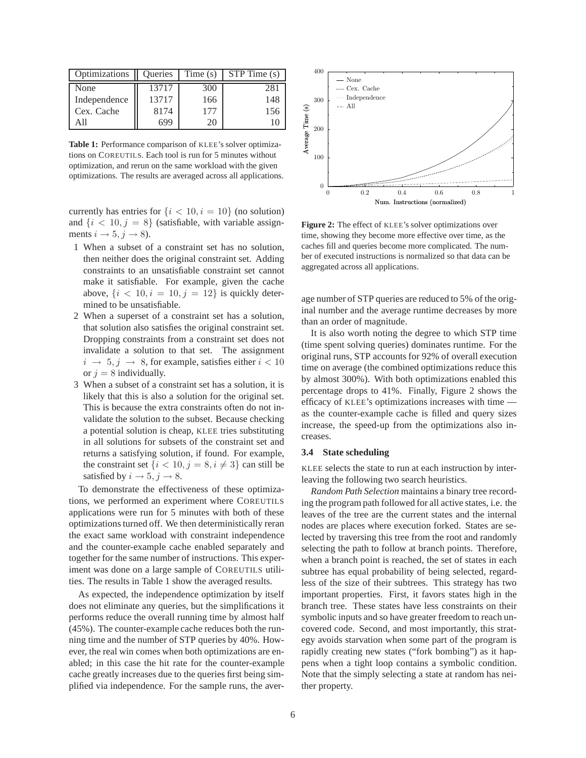| Optimizations | Queries | Time (s) | STP Time (s) |
|---|---|---|---|
| None | 13717 | 300 | 281 |
| Independence | 13717 | 166 | 148 |
| Cex. Cache | 8174 | 177 | 156 |
| All | 699 | 20 | 10 |

**Table 1:** Performance comparison of KLEE's solver optimizations on COREUTILS. Each tool is run for 5 minutes without optimization, and rerun on the same workload with the given optimizations. The results are averaged across all applications.

currently has entries for $\{i < 10, i = 10\}$ (no solution) and $\{i < 10, j = 8\}$ (satisfiable, with variable assignments $i \rightarrow 5, j \rightarrow 8$).

1. When a subset of a constraint set has no solution, then neither does the original constraint set. Adding constraints to an unsatisfiable constraint set cannot make it satisfiable. For example, given the cache above, $\{i < 10, i = 10, j = 12\}$ is quickly determined to be unsatisfiable.
2. When a superset of a constraint set has a solution, that solution also satisfies the original constraint set. Dropping constraints from a constraint set does not invalidate a solution to that set. The assignment $i \rightarrow 5, j \rightarrow 8$, for example, satisfies either $i < 10$ or $j = 8$ individually.
3. When a subset of a constraint set has a solution, it is likely that this is also a solution for the original set. This is because the extra constraints often do not invalidate the solution to the subset. Because checking a potential solution is cheap, KLEE tries substituting in all solutions for subsets of the constraint set and returns a satisfying solution, if found. For example, the constraint set $\{i < 10, j = 8, i \neq 3\}$ can still be satisfied by $i \rightarrow 5, j \rightarrow 8$.

To demonstrate the effectiveness of these optimizations, we performed an experiment where COREUTILS applications were run for 5 minutes with both of these optimizations turned off. We then deterministically reran the exact same workload with constraint independence and the counter-example cache enabled separately and together for the same number of instructions. This experiment was done on a large sample of COREUTILS utilities. The results in Table 1 show the averaged results.

As expected, the independence optimization by itself does not eliminate any queries, but the simplifications it performs reduce the overall running time by almost half (45%). The counter-example cache reduces both the running time and the number of STP queries by 40%. However, the real win comes when both optimizations are enabled; in this case the hit rate for the counter-example cache greatly increases due to the queries first being simplified via independence. For the sample runs, the average number of STP queries are reduced to 5% of the original number and the average runtime decreases by more than an order of magnitude.

**Figure 2:** The effect of KLEE's solver optimizations over time, showing they become more effective over time, as the caches fill and queries become more complicated. The number of executed instructions is normalized so that data can be aggregated across all applications.

It is also worth noting the degree to which STP time (time spent solving queries) dominates runtime. For the original runs, STP accounts for 92% of overall execution time on average (the combined optimizations reduce this by almost 300%). With both optimizations enabled this percentage drops to 41%. Finally, Figure 2 shows the efficacy of KLEE's optimizations increases with time — as the counter-example cache is filled and query sizes increase, the speed-up from the optimizations also increases.

### 3.4 State scheduling

KLEE selects the state to run at each instruction by interleaving the following two search heuristics.

*Random Path Selection* maintains a binary tree recording the program path followed for all active states, i.e. the leaves of the tree are the current states and the internal nodes are places where execution forked. States are selected by traversing this tree from the root and randomly selecting the path to follow at branch points. Therefore, when a branch point is reached, the set of states in each subtree has equal probability of being selected, regardless of the size of their subtrees. This strategy has two important properties. First, it favors states high in the branch tree. These states have less constraints on their symbolic inputs and so have greater freedom to reach uncovered code. Second, and most importantly, this strategy avoids starvation when some part of the program is rapidly creating new states ("fork bombing") as it happens when a tight loop contains a symbolic condition. Note that the simply selecting a state at random has neither property.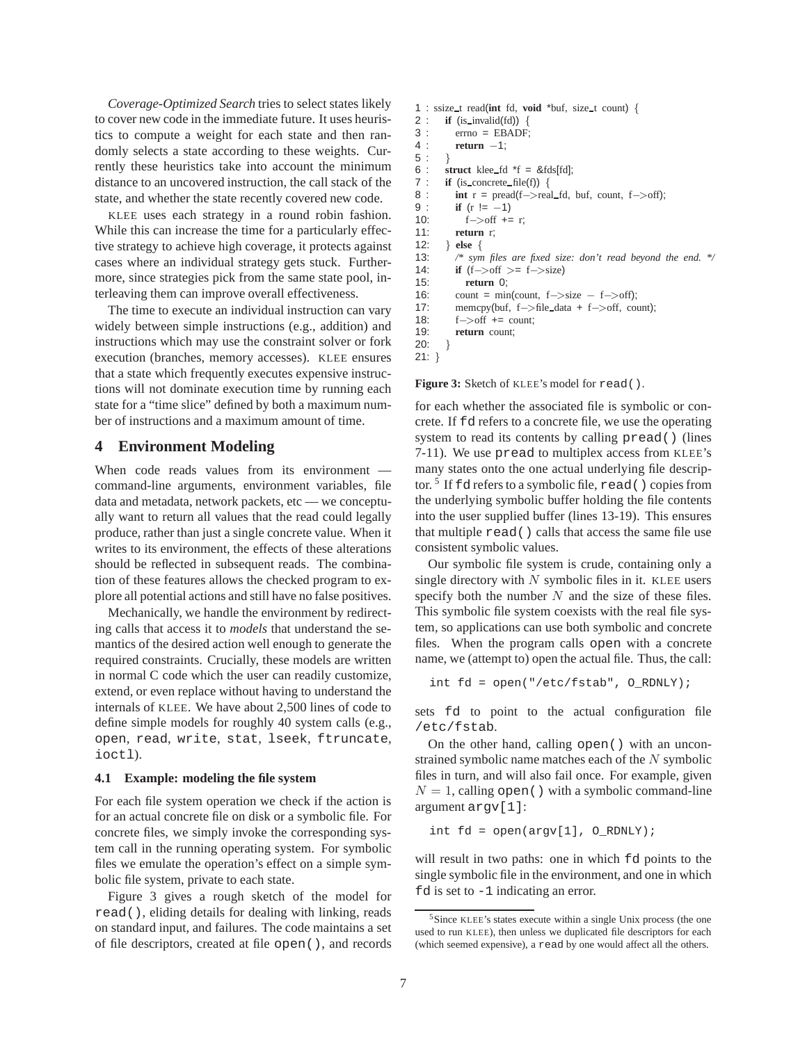*Coverage-Optimized Search* tries to select states likely to cover new code in the immediate future. It uses heuristics to compute a weight for each state and then randomly selects a state according to these weights. Currently these heuristics take into account the minimum distance to an uncovered instruction, the call stack of the state, and whether the state recently covered new code.

KLEE uses each strategy in a round robin fashion. While this can increase the time for a particularly effective strategy to achieve high coverage, it protects against cases where an individual strategy gets stuck. Furthermore, since strategies pick from the same state pool, interleaving them can improve overall effectiveness.

The time to execute an individual instruction can vary widely between simple instructions (e.g., addition) and instructions which may use the constraint solver or fork execution (branches, memory accesses). KLEE ensures that a state which frequently executes expensive instructions will not dominate execution time by running each state for a "time slice" defined by both a maximum number of instructions and a maximum amount of time.

## 4 Environment Modeling

When code reads values from its environment — command-line arguments, environment variables, file data and metadata, network packets, etc — we conceptually want to return all values that the read could legally produce, rather than just a single concrete value. When it writes to its environment, the effects of these alterations should be reflected in subsequent reads. The combination of these features allows the checked program to explore all potential actions and still have no false positives.

Mechanically, we handle the environment by redirecting calls that access it to *models* that understand the semantics of the desired action well enough to generate the required constraints. Crucially, these models are written in normal C code which the user can readily customize, extend, or even replace without having to understand the internals of KLEE. We have about 2,500 lines of code to define simple models for roughly 40 system calls (e.g., `open`, `read`, `write`, `stat`, `lseek`, `ftruncate`, `ioctl`).

### 4.1 Example: modeling the file system

For each file system operation we check if the action is for an actual concrete file on disk or a symbolic file. For concrete files, we simply invoke the corresponding system call in the running operating system. For symbolic files we emulate the operation's effect on a simple symbolic file system, private to each state.

Figure 3 gives a rough sketch of the model for `read()`, eliding details for dealing with linking, reads on standard input, and failures. The code maintains a set of file descriptors, created at file `open()`, and records for each whether the associated file is symbolic or concrete. If `fd` refers to a concrete file, we use the operating system to read its contents by calling `pread()` (lines 7-11). We use `pread` to multiplex access from KLEE's many states onto the one actual underlying file descriptor.[5] If `fd` refers to a symbolic file, `read()` copies from the underlying symbolic buffer holding the file contents into the user supplied buffer (lines 13-19). This ensures that multiple `read()` calls that access the same file use consistent symbolic values.

```
1 : ssize_t read(int fd, void *buf, size_t count) {
2 :   if (is_invalid(fd)) {
3 :     errno = EBADF;
4 :     return −1;
5 :   }
6 :   struct klee_fd *f = &fds[fd];
7 :   if (is_concrete_file(f)) {
8 :     int r = pread(f−>real_fd, buf, count, f−>off);
9 :     if (r != −1)
10:       f−>off += r;
11:     return r;
12:   } else {
13:     /* sym files are fixed size: don't read beyond the end. */
14:     if (f−>off >= f−>size)
15:       return 0;
16:     count = min(count, f−>size − f−>off);
17:     memcpy(buf, f−>file_data + f−>off, count);
18:     f−>off += count;
19:     return count;
20:   }
21: }
```

**Figure 3:** Sketch of KLEE's model for `read()`.

Our symbolic file system is crude, containing only a single directory with $N$ symbolic files in it. KLEE users specify both the number $N$ and the size of these files. This symbolic file system coexists with the real file system, so applications can use both symbolic and concrete files. When the program calls `open` with a concrete name, we (attempt to) open the actual file. Thus, the call:

```
int fd = open("/etc/fstab", O_RDNLY);
```

sets `fd` to point to the actual configuration file `/etc/fstab`.

On the other hand, calling `open()` with an unconstrained symbolic name matches each of the $N$ symbolic files in turn, and will also fail once. For example, given $N = 1$, calling `open()` with a symbolic command-line argument `argv[1]`:

```
int fd = open(argv[1], O_RDNLY);
```

will result in two paths: one in which `fd` points to the single symbolic file in the environment, and one in which `fd` is set to `-1` indicating an error.

[5] Since KLEE's states execute within a single Unix process (the one used to run KLEE), then unless we duplicated file descriptors for each (which seemed expensive), a `read` by one would affect all the others.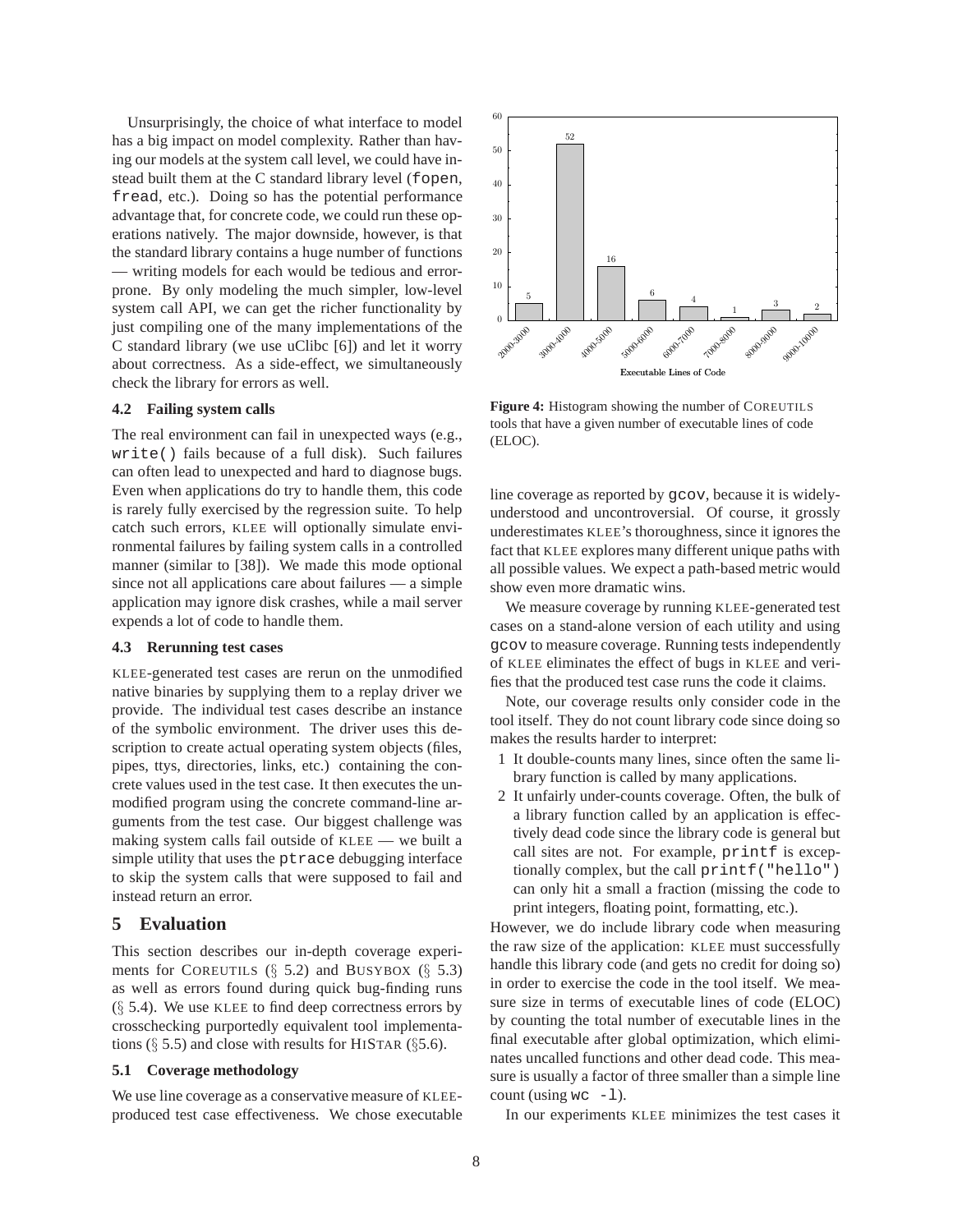Unsurprisingly, the choice of what interface to model has a big impact on model complexity. Rather than having our models at the system call level, we could have instead built them at the C standard library level (fopen, fread, etc.). Doing so has the potential performance advantage that, for concrete code, we could run these operations natively. The major downside, however, is that the standard library contains a huge number of functions — writing models for each would be tedious and error-prone. By only modeling the much simpler, low-level system call API, we can get the richer functionality by just compiling one of the many implementations of the C standard library (we use uClibc [6]) and let it worry about correctness. As a side-effect, we simultaneously check the library for errors as well.

### 4.2 Failing system calls

The real environment can fail in unexpected ways (e.g., `write()` fails because of a full disk). Such failures can often lead to unexpected and hard to diagnose bugs. Even when applications do try to handle them, this code is rarely fully exercised by the regression suite. To help catch such errors, KLEE will optionally simulate environmental failures by failing system calls in a controlled manner (similar to [38]). We made this mode optional since not all applications care about failures — a simple application may ignore disk crashes, while a mail server expends a lot of code to handle them.

### 4.3 Rerunning test cases

KLEE-generated test cases are rerun on the unmodified native binaries by supplying them to a replay driver we provide. The individual test cases describe an instance of the symbolic environment. The driver uses this description to create actual operating system objects (files, pipes, ttys, directories, links, etc.) containing the concrete values used in the test case. It then executes the unmodified program using the concrete command-line arguments from the test case. Our biggest challenge was making system calls fail outside of KLEE — we built a simple utility that uses the ptrace debugging interface to skip the system calls that were supposed to fail and instead return an error.

## 5 Evaluation

This section describes our in-depth coverage experiments for COREUTILS (§ 5.2) and BUSYBOX (§ 5.3) as well as errors found during quick bug-finding runs (§ 5.4). We use KLEE to find deep correctness errors by crosschecking purportedly equivalent tool implementations (§ 5.5) and close with results for HISTAR (§5.6).

### 5.1 Coverage methodology

We use line coverage as a conservative measure of KLEE-produced test case effectiveness. We chose executable line coverage as reported by gcov, because it is widely-understood and uncontroversial. Of course, it grossly underestimates KLEE's thoroughness, since it ignores the fact that KLEE explores many different unique paths with all possible values. We expect a path-based metric would show even more dramatic wins.

| Executable Lines of Code | Number of tools |
|---|---|
| 2000-3000 | 5 |
| 3000-4000 | 52 |
| 4000-5000 | 16 |
| 5000-6000 | 6 |
| 6000-7000 | 4 |
| 7000-8000 | 1 |
| 8000-9000 | 3 |
| 9000-10000 | 2 |

**Figure 4:** Histogram showing the number of COREUTILS tools that have a given number of executable lines of code (ELOC).

We measure coverage by running KLEE-generated test cases on a stand-alone version of each utility and using gcov to measure coverage. Running tests independently of KLEE eliminates the effect of bugs in KLEE and verifies that the produced test case runs the code it claims.

Note, our coverage results only consider code in the tool itself. They do not count library code since doing so makes the results harder to interpret:

1. It double-counts many lines, since often the same library function is called by many applications.
2. It unfairly under-counts coverage. Often, the bulk of a library function called by an application is effectively dead code since the library code is general but call sites are not. For example, printf is exceptionally complex, but the call printf("hello") can only hit a small a fraction (missing the code to print integers, floating point, formatting, etc.).

However, we do include library code when measuring the raw size of the application: KLEE must successfully handle this library code (and gets no credit for doing so) in order to exercise the code in the tool itself. We measure size in terms of executable lines of code (ELOC) by counting the total number of executable lines in the final executable after global optimization, which eliminates uncalled functions and other dead code. This measure is usually a factor of three smaller than a simple line count (using `wc -l`).

In our experiments KLEE minimizes the test cases it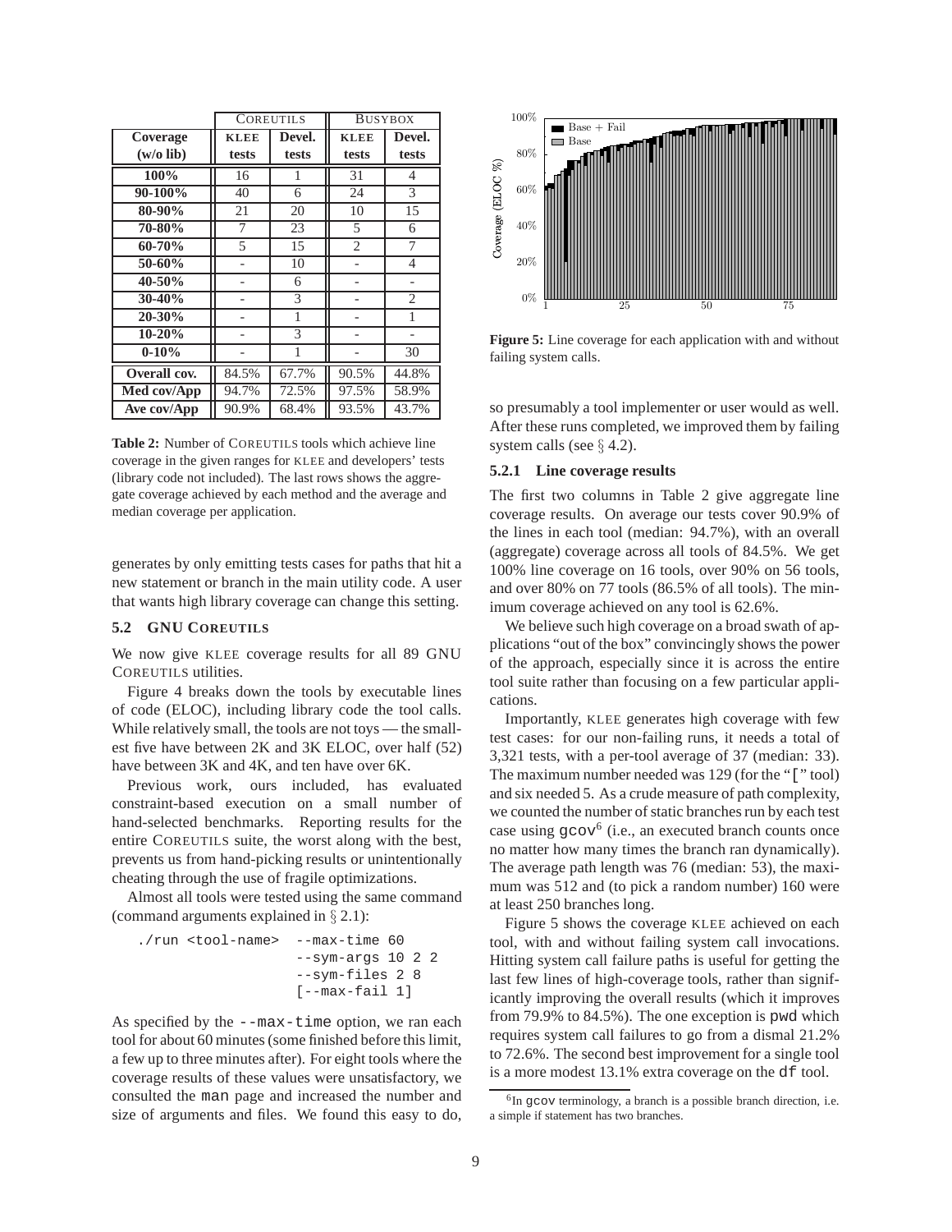| | COREUTILS | | BUSYBOX | |
|---|---|---|---|---|
| **Coverage (w/o lib)** | **KLEE tests** | **Devel. tests** | **KLEE tests** | **Devel. tests** |
| **100%** | 16 | 1 | 31 | 4 |
| **90-100%** | 40 | 6 | 24 | 3 |
| **80-90%** | 21 | 20 | 10 | 15 |
| **70-80%** | 7 | 23 | 5 | 6 |
| **60-70%** | 5 | 15 | 2 | 7 |
| **50-60%** | - | 10 | - | 4 |
| **40-50%** | - | 6 | - | - |
| **30-40%** | - | 3 | - | 2 |
| **20-30%** | - | 1 | - | 1 |
| **10-20%** | - | 3 | - | - |
| **0-10%** | - | 1 | - | 30 |
| **Overall cov.** | 84.5% | 67.7% | 90.5% | 44.8% |
| **Med cov/App** | 94.7% | 72.5% | 97.5% | 58.9% |
| **Ave cov/App** | 90.9% | 68.4% | 93.5% | 43.7% |

**Table 2:** Number of COREUTILS tools which achieve line coverage in the given ranges for KLEE and developers' tests (library code not included). The last rows shows the aggregate coverage achieved by each method and the average and median coverage per application.

generates by only emitting tests cases for paths that hit a new statement or branch in the main utility code. A user that wants high library coverage can change this setting.

### 5.2 GNU COREUTILS

We now give KLEE coverage results for all 89 GNU COREUTILS utilities.

Figure 4 breaks down the tools by executable lines of code (ELOC), including library code the tool calls. While relatively small, the tools are not toys — the smallest five have between 2K and 3K ELOC, over half (52) have between 3K and 4K, and ten have over 6K.

Previous work, ours included, has evaluated constraint-based execution on a small number of hand-selected benchmarks. Reporting results for the entire COREUTILS suite, the worst along with the best, prevents us from hand-picking results or unintentionally cheating through the use of fragile optimizations.

Almost all tools were tested using the same command (command arguments explained in § 2.1):

```
./run <tool-name>  --max-time 60
                   --sym-args 10 2 2
                   --sym-files 2 8
                   [--max-fail 1]
```

As specified by the `--max-time` option, we ran each tool for about 60 minutes (some finished before this limit, a few up to three minutes after). For eight tools where the coverage results of these values were unsatisfactory, we consulted the `man` page and increased the number and size of arguments and files. We found this easy to do, so presumably a tool implementer or user would as well. After these runs completed, we improved them by failing system calls (see § 4.2).

**Figure 5:** Line coverage for each application with and without failing system calls.

#### 5.2.1 Line coverage results

The first two columns in Table 2 give aggregate line coverage results. On average our tests cover 90.9% of the lines in each tool (median: 94.7%), with an overall (aggregate) coverage across all tools of 84.5%. We get 100% line coverage on 16 tools, over 90% on 56 tools, and over 80% on 77 tools (86.5% of all tools). The minimum coverage achieved on any tool is 62.6%.

We believe such high coverage on a broad swath of applications "out of the box" convincingly shows the power of the approach, especially since it is across the entire tool suite rather than focusing on a few particular applications.

Importantly, KLEE generates high coverage with few test cases: for our non-failing runs, it needs a total of 3,321 tests, with a per-tool average of 37 (median: 33). The maximum number needed was 129 (for the "[" tool) and six needed 5. As a crude measure of path complexity, we counted the number of static branches run by each test case using `gcov`[6] (i.e., an executed branch counts once no matter how many times the branch ran dynamically). The average path length was 76 (median: 53), the maximum was 512 and (to pick a random number) 160 were at least 250 branches long.

Figure 5 shows the coverage KLEE achieved on each tool, with and without failing system call invocations. Hitting system call failure paths is useful for getting the last few lines of high-coverage tools, rather than significantly improving the overall results (which it improves from 79.9% to 84.5%). The one exception is `pwd` which requires system call failures to go from a dismal 21.2% to 72.6%. The second best improvement for a single tool is a more modest 13.1% extra coverage on the `df` tool.

[6] In `gcov` terminology, a branch is a possible branch direction, i.e. a simple if statement has two branches.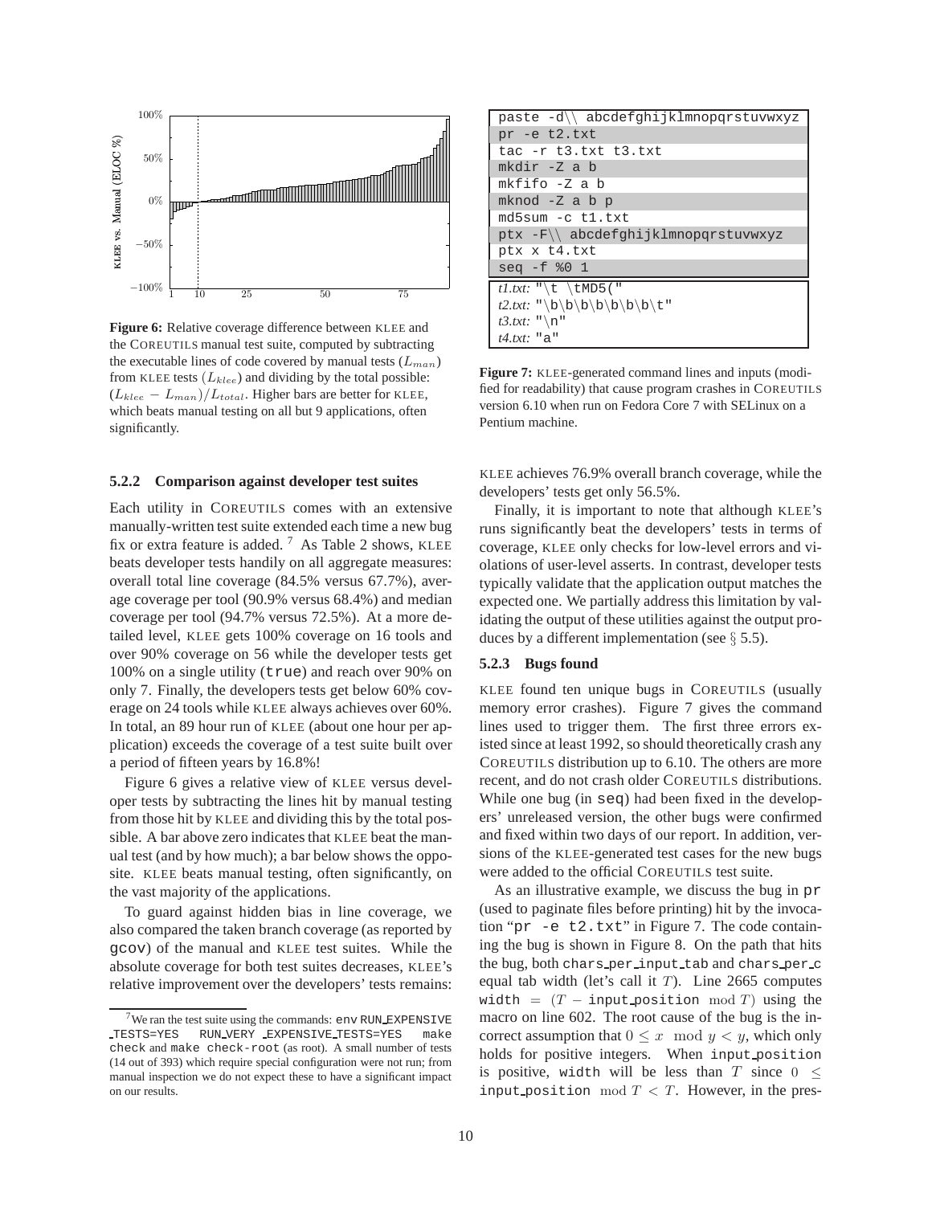Figure 6: Relative coverage difference between KLEE and the COREUTILS manual test suite, computed by subtracting the executable lines of code covered by manual tests ($L_{man}$) from KLEE tests ($L_{klee}$) and dividing by the total possible: $(L_{klee} - L_{man})/L_{total}$. Higher bars are better for KLEE, which beats manual testing on all but 9 applications, often significantly.

### 5.2.2 Comparison against developer test suites

Each utility in COREUTILS comes with an extensive manually-written test suite extended each time a new bug fix or extra feature is added. [7] As Table 2 shows, KLEE beats developer tests handily on all aggregate measures: overall total line coverage (84.5% versus 67.7%), average coverage per tool (90.9% versus 68.4%) and median coverage per tool (94.7% versus 72.5%). At a more detailed level, KLEE gets 100% coverage on 16 tools and over 90% coverage on 56 while the developer tests get 100% on a single utility (`true`) and reach over 90% on only 7. Finally, the developers tests get below 60% coverage on 24 tools while KLEE always achieves over 60%. In total, an 89 hour run of KLEE (about one hour per application) exceeds the coverage of a test suite built over a period of fifteen years by 16.8%!

Figure 6 gives a relative view of KLEE versus developer tests by subtracting the lines hit by manual testing from those hit by KLEE and dividing this by the total possible. A bar above zero indicates that KLEE beat the manual test (and by how much); a bar below shows the opposite. KLEE beats manual testing, often significantly, on the vast majority of the applications.

To guard against hidden bias in line coverage, we also compared the taken branch coverage (as reported by `gcov`) of the manual and KLEE test suites. While the absolute coverage for both test suites decreases, KLEE's relative improvement over the developers' tests remains: KLEE achieves 76.9% overall branch coverage, while the developers' tests get only 56.5%.

Finally, it is important to note that although KLEE's runs significantly beat the developers' tests in terms of coverage, KLEE only checks for low-level errors and violations of user-level asserts. In contrast, developer tests typically validate that the application output matches the expected one. We partially address this limitation by validating the output of these utilities against the output produces by a different implementation (see § 5.5).

[7] We ran the test suite using the commands: `env RUN_EXPENSIVE_TESTS=YES RUN_VERY_EXPENSIVE_TESTS=YES make check` and `make check-root` (as root). A small number of tests (14 out of 393) which require special configuration were not run; from manual inspection we do not expect these to have a significant impact on our results.

```
paste -d\\ abcdefghijklmnopqrstuvwxyz
pr -e t2.txt
tac -r t3.txt t3.txt
mkdir -Z a b
mkfifo -Z a b
mknod -Z a b p
md5sum -c t1.txt
ptx -F\\ abcdefghijklmnopqrstuvwxyz
ptx x t4.txt
seq -f %0 1
```

```
t1.txt: "\t \tMD5("
t2.txt: "\b\b\b\b\b\b\b\t"
t3.txt: "\n"
t4.txt: "a"
```

Figure 7: KLEE-generated command lines and inputs (modified for readability) that cause program crashes in COREUTILS version 6.10 when run on Fedora Core 7 with SELinux on a Pentium machine.

### 5.2.3 Bugs found

KLEE found ten unique bugs in COREUTILS (usually memory error crashes). Figure 7 gives the command lines used to trigger them. The first three errors existed since at least 1992, so should theoretically crash any COREUTILS distribution up to 6.10. The others are more recent, and do not crash older COREUTILS distributions. While one bug (in `seq`) had been fixed in the developers' unreleased version, the other bugs were confirmed and fixed within two days of our report. In addition, versions of the KLEE-generated test cases for the new bugs were added to the official COREUTILS test suite.

As an illustrative example, we discuss the bug in `pr` (used to paginate files before printing) hit by the invocation "`pr -e t2.txt`" in Figure 7. The code containing the bug is shown in Figure 8. On the path that hits the bug, both `chars_per_input_tab` and `chars_per_c` equal tab width (let's call it $T$). Line 2665 computes `width` $= (T -$ `input_position` $\bmod T)$ using the macro on line 602. The root cause of the bug is the incorrect assumption that $0 \leq x \mod y < y$, which only holds for positive integers. When `input_position` is positive, `width` will be less than $T$ since $0 \leq$ `input_position` $\bmod T < T$. However, in the pres-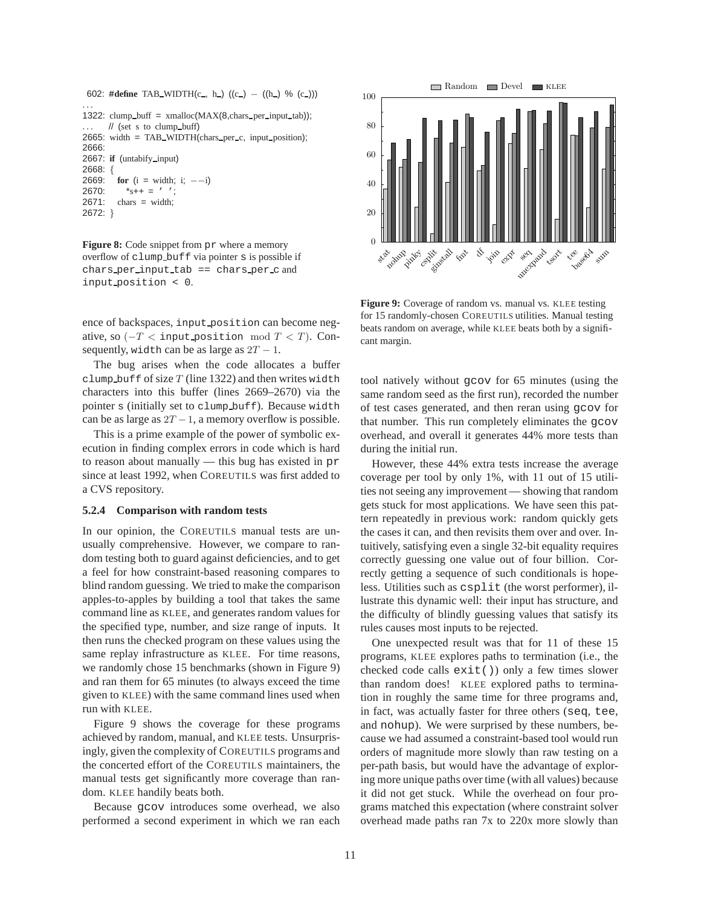```
 602: #define TAB_WIDTH(c_, h_) ((c_) − ((h_) % (c_)))
 ...
1322: clump_buff = xmalloc(MAX(8,chars_per_input_tab));
 ...     // (set s to clump_buff)
2665: width = TAB_WIDTH(chars_per_c, input_position);
2666:
2667: if (untabify_input)
2668: {
2669:     for (i = width; i; −−i)
2670:         *s++ = ' ';
2671:     chars = width;
2672: }
```

**Figure 8:** Code snippet from `pr` where a memory overflow of `clump_buff` via pointer `s` is possible if `chars_per_input_tab == chars_per_c` and `input_position < 0`.

ence of backspaces, `input_position` can become negative, so ($-T <$ `input_position` $\bmod T < T$). Consequently, `width` can be as large as $2T - 1$.

The bug arises when the code allocates a buffer `clump_buff` of size $T$ (line 1322) and then writes `width` characters into this buffer (lines 2669–2670) via the pointer `s` (initially set to `clump_buff`). Because `width` can be as large as $2T - 1$, a memory overflow is possible.

This is a prime example of the power of symbolic execution in finding complex errors in code which is hard to reason about manually — this bug has existed in `pr` since at least 1992, when COREUTILS was first added to a CVS repository.

#### 5.2.4 Comparison with random tests

In our opinion, the COREUTILS manual tests are unusually comprehensive. However, we compare to random testing both to guard against deficiencies, and to get a feel for how constraint-based reasoning compares to blind random guessing. We tried to make the comparison apples-to-apples by building a tool that takes the same command line as KLEE, and generates random values for the specified type, number, and size range of inputs. It then runs the checked program on these values using the same replay infrastructure as KLEE. For time reasons, we randomly chose 15 benchmarks (shown in Figure 9) and ran them for 65 minutes (to always exceed the time given to KLEE) with the same command lines used when run with KLEE.

Figure 9 shows the coverage for these programs achieved by random, manual, and KLEE tests. Unsurprisingly, given the complexity of COREUTILS programs and the concerted effort of the COREUTILS maintainers, the manual tests get significantly more coverage than random. KLEE handily beats both.

Because `gcov` introduces some overhead, we also performed a second experiment in which we ran each tool natively without `gcov` for 65 minutes (using the same random seed as the first run), recorded the number of test cases generated, and then reran using `gcov` for that number. This run completely eliminates the `gcov` overhead, and overall it generates 44% more tests than during the initial run.

**Figure 9:** Coverage of random vs. manual vs. KLEE testing for 15 randomly-chosen COREUTILS utilities. Manual testing beats random on average, while KLEE beats both by a significant margin.

However, these 44% extra tests increase the average coverage per tool by only 1%, with 11 out of 15 utilities not seeing any improvement — showing that random gets stuck for most applications. We have seen this pattern repeatedly in previous work: random quickly gets the cases it can, and then revisits them over and over. Intuitively, satisfying even a single 32-bit equality requires correctly guessing one value out of four billion. Correctly getting a sequence of such conditionals is hopeless. Utilities such as `csplit` (the worst performer), illustrate this dynamic well: their input has structure, and the difficulty of blindly guessing values that satisfy its rules causes most inputs to be rejected.

One unexpected result was that for 11 of these 15 programs, KLEE explores paths to termination (i.e., the checked code calls `exit()`) only a few times slower than random does! KLEE explored paths to termination in roughly the same time for three programs and, in fact, was actually faster for three others (`seq`, `tee`, and `nohup`). We were surprised by these numbers, because we had assumed a constraint-based tool would run orders of magnitude more slowly than raw testing on a per-path basis, but would have the advantage of exploring more unique paths over time (with all values) because it did not get stuck. While the overhead on four programs matched this expectation (where constraint solver overhead made paths ran 7x to 220x more slowly than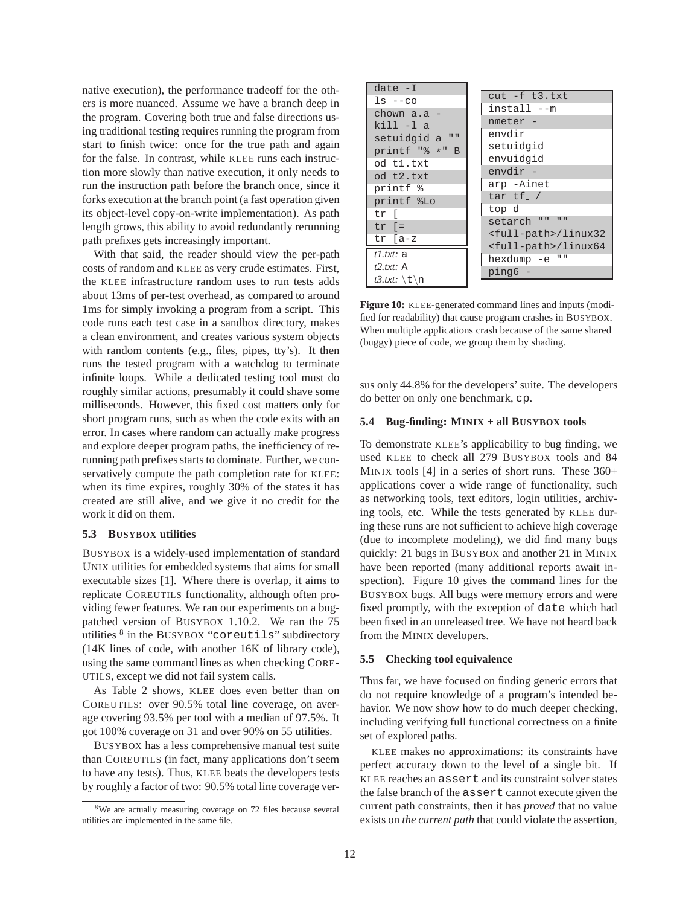native execution), the performance tradeoff for the others is more nuanced. Assume we have a branch deep in the program. Covering both true and false directions using traditional testing requires running the program from start to finish twice: once for the true path and again for the false. In contrast, while KLEE runs each instruction more slowly than native execution, it only needs to run the instruction path before the branch once, since it forks execution at the branch point (a fast operation given its object-level copy-on-write implementation). As path length grows, this ability to avoid redundantly rerunning path prefixes gets increasingly important.

With that said, the reader should view the per-path costs of random and KLEE as very crude estimates. First, the KLEE infrastructure random uses to run tests adds about 13ms of per-test overhead, as compared to around 1ms for simply invoking a program from a script. This code runs each test case in a sandbox directory, makes a clean environment, and creates various system objects with random contents (e.g., files, pipes, tty's). It then runs the tested program with a watchdog to terminate infinite loops. While a dedicated testing tool must do roughly similar actions, presumably it could shave some milliseconds. However, this fixed cost matters only for short program runs, such as when the code exits with an error. In cases where random can actually make progress and explore deeper program paths, the inefficiency of rerunning path prefixes starts to dominate. Further, we conservatively compute the path completion rate for KLEE: when its time expires, roughly 30% of the states it has created are still alive, and we give it no credit for the work it did on them.

### 5.3 BUSYBOX utilities

BUSYBOX is a widely-used implementation of standard UNIX utilities for embedded systems that aims for small executable sizes [1]. Where there is overlap, it aims to replicate COREUTILS functionality, although often providing fewer features. We ran our experiments on a bug-patched version of BUSYBOX 1.10.2. We ran the 75 utilities [8] in the BUSYBOX "coreutils" subdirectory (14K lines of code, with another 16K of library code), using the same command lines as when checking COREUTILS, except we did not fail system calls.

As Table 2 shows, KLEE does even better than on COREUTILS: over 90.5% total line coverage, on average covering 93.5% per tool with a median of 97.5%. It got 100% coverage on 31 and over 90% on 55 utilities.

BUSYBOX has a less comprehensive manual test suite than COREUTILS (in fact, many applications don't seem to have any tests). Thus, KLEE beats the developers tests by roughly a factor of two: 90.5% total line coverage versus only 44.8% for the developers' suite. The developers do better on only one benchmark, cp.

[8] We are actually measuring coverage on 72 files because several utilities are implemented in the same file.

```
date -I
ls --co
chown a.a -
kill -l a
setuidgid a ""
printf "% *" B
od t1.txt
od t2.txt
printf %
printf %Lo
tr [
tr [=
tr [a-z
t1.txt: a
t2.txt: A
t3.txt: \t\n
```

```
cut -f t3.txt
install --m
nmeter -
envdir
setuidgid
envuidgid
envdir -
arp -Ainet
tar tf_ /
top d
setarch "" ""
<full-path>/linux32
<full-path>/linux64
hexdump -e ""
ping6 -
```

**Figure 10:** KLEE-generated command lines and inputs (modified for readability) that cause program crashes in BUSYBOX. When multiple applications crash because of the same shared (buggy) piece of code, we group them by shading.

### 5.4 Bug-finding: MINIX + all BUSYBOX tools

To demonstrate KLEE's applicability to bug finding, we used KLEE to check all 279 BUSYBOX tools and 84 MINIX tools [4] in a series of short runs. These 360+ applications cover a wide range of functionality, such as networking tools, text editors, login utilities, archiving tools, etc. While the tests generated by KLEE during these runs are not sufficient to achieve high coverage (due to incomplete modeling), we did find many bugs quickly: 21 bugs in BUSYBOX and another 21 in MINIX have been reported (many additional reports await inspection). Figure 10 gives the command lines for the BUSYBOX bugs. All bugs were memory errors and were fixed promptly, with the exception of date which had been fixed in an unreleased tree. We have not heard back from the MINIX developers.

### 5.5 Checking tool equivalence

Thus far, we have focused on finding generic errors that do not require knowledge of a program's intended behavior. We now show how to do much deeper checking, including verifying full functional correctness on a finite set of explored paths.

KLEE makes no approximations: its constraints have perfect accuracy down to the level of a single bit. If KLEE reaches an assert and its constraint solver states the false branch of the assert cannot execute given the current path constraints, then it has *proved* that no value exists on *the current path* that could violate the assertion,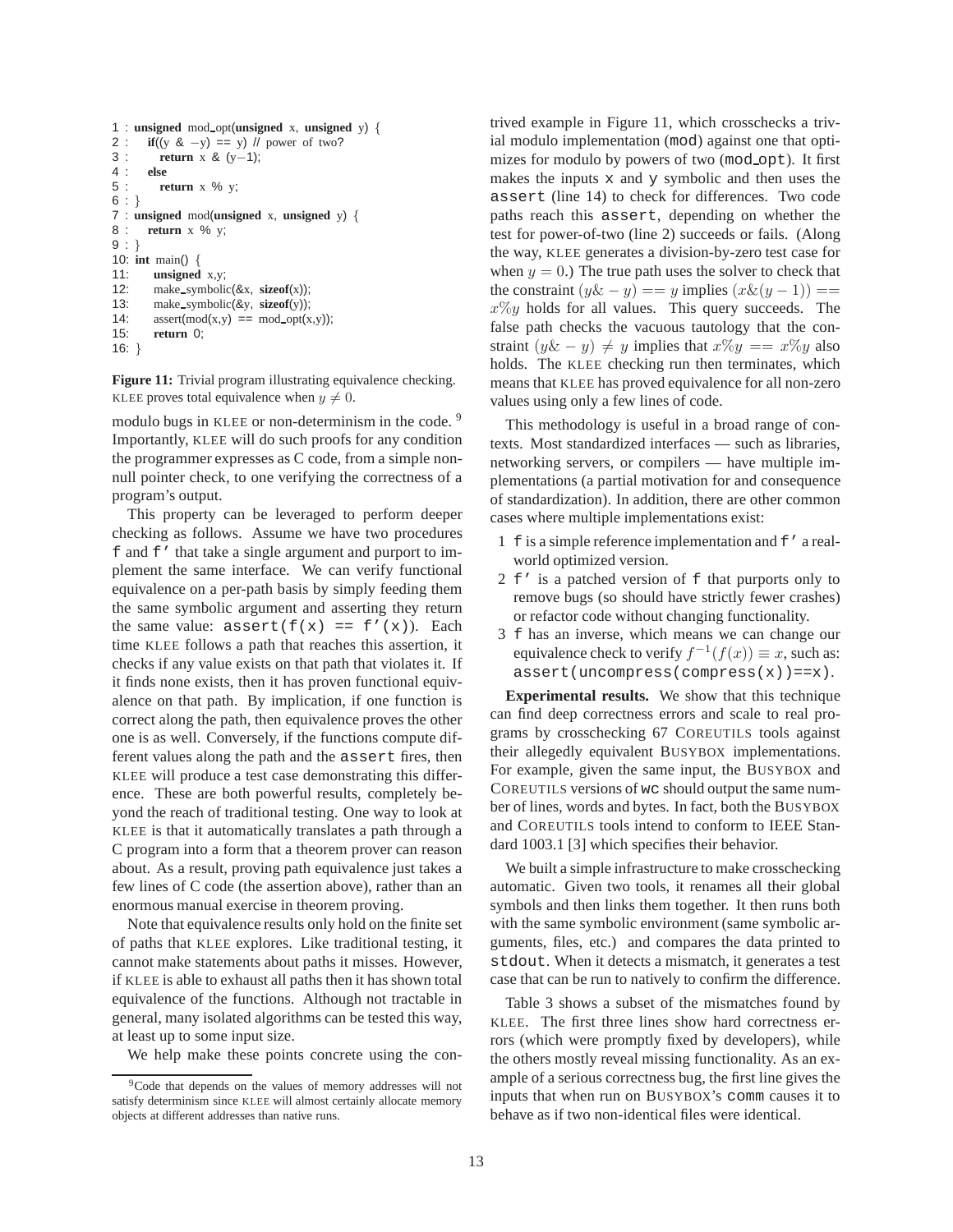```
1 : unsigned mod_opt(unsigned x, unsigned y) {
2 :     if((y & −y) == y) // power of two?
3 :         return x & (y−1);
4 :     else
5 :         return x % y;
6 : }
7 : unsigned mod(unsigned x, unsigned y) {
8 :     return x % y;
9 : }
10: int main() {
11:     unsigned x,y;
12:     make_symbolic(&x, sizeof(x));
13:     make_symbolic(&y, sizeof(y));
14:     assert(mod(x,y) == mod_opt(x,y));
15:     return 0;
16: }
```

**Figure 11:** Trivial program illustrating equivalence checking. KLEE proves total equivalence when $y \neq 0$.

modulo bugs in KLEE or non-determinism in the code.[9] Importantly, KLEE will do such proofs for any condition the programmer expresses as C code, from a simple non-null pointer check, to one verifying the correctness of a program's output.

This property can be leveraged to perform deeper checking as follows. Assume we have two procedures `f` and `f'` that take a single argument and purport to implement the same interface. We can verify functional equivalence on a per-path basis by simply feeding them the same symbolic argument and asserting they return the same value: `assert(f(x) == f'(x))`. Each time KLEE follows a path that reaches this assertion, it checks if any value exists on that path that violates it. If it finds none exists, then it has proven functional equivalence on that path. By implication, if one function is correct along the path, then equivalence proves the other one is as well. Conversely, if the functions compute different values along the path and the `assert` fires, then KLEE will produce a test case demonstrating this difference. These are both powerful results, completely beyond the reach of traditional testing. One way to look at KLEE is that it automatically translates a path through a C program into a form that a theorem prover can reason about. As a result, proving path equivalence just takes a few lines of C code (the assertion above), rather than an enormous manual exercise in theorem proving.

Note that equivalence results only hold on the finite set of paths that KLEE explores. Like traditional testing, it cannot make statements about paths it misses. However, if KLEE is able to exhaust all paths then it has shown total equivalence of the functions. Although not tractable in general, many isolated algorithms can be tested this way, at least up to some input size.

We help make these points concrete using the contrived example in Figure 11, which crosschecks a trivial modulo implementation (`mod`) against one that optimizes for modulo by powers of two (`mod_opt`). It first makes the inputs `x` and `y` symbolic and then uses the `assert` (line 14) to check for differences. Two code paths reach this `assert`, depending on whether the test for power-of-two (line 2) succeeds or fails. (Along the way, KLEE generates a division-by-zero test case for when $y = 0$.) The true path uses the solver to check that the constraint $(y\& -y) == y$ implies $(x\&(y-1)) == x\%y$ holds for all values. This query succeeds. The false path checks the vacuous tautology that the constraint $(y\& -y) \neq y$ implies that $x\%y == x\%y$ also holds. The KLEE checking run then terminates, which means that KLEE has proved equivalence for all non-zero values using only a few lines of code.

This methodology is useful in a broad range of contexts. Most standardized interfaces — such as libraries, networking servers, or compilers — have multiple implementations (a partial motivation for and consequence of standardization). In addition, there are other common cases where multiple implementations exist:

1. `f` is a simple reference implementation and `f'` a real-world optimized version.
2. `f'` is a patched version of `f` that purports only to remove bugs (so should have strictly fewer crashes) or refactor code without changing functionality.
3. `f` has an inverse, which means we can change our equivalence check to verify $f^{-1}(f(x)) \equiv x$, such as: `assert(uncompress(compress(x))==x)`.

**Experimental results.** We show that this technique can find deep correctness errors and scale to real programs by crosschecking 67 COREUTILS tools against their allegedly equivalent BUSYBOX implementations. For example, given the same input, the BUSYBOX and COREUTILS versions of `wc` should output the same number of lines, words and bytes. In fact, both the BUSYBOX and COREUTILS tools intend to conform to IEEE Standard 1003.1 [3] which specifies their behavior.

We built a simple infrastructure to make crosschecking automatic. Given two tools, it renames all their global symbols and then links them together. It then runs both with the same symbolic environment (same symbolic arguments, files, etc.) and compares the data printed to `stdout`. When it detects a mismatch, it generates a test case that can be run to natively to confirm the difference.

Table 3 shows a subset of the mismatches found by KLEE. The first three lines show hard correctness errors (which were promptly fixed by developers), while the others mostly reveal missing functionality. As an example of a serious correctness bug, the first line gives the inputs that when run on BUSYBOX's `comm` causes it to behave as if two non-identical files were identical.

[9] Code that depends on the values of memory addresses will not satisfy determinism since KLEE will almost certainly allocate memory objects at different addresses than native runs.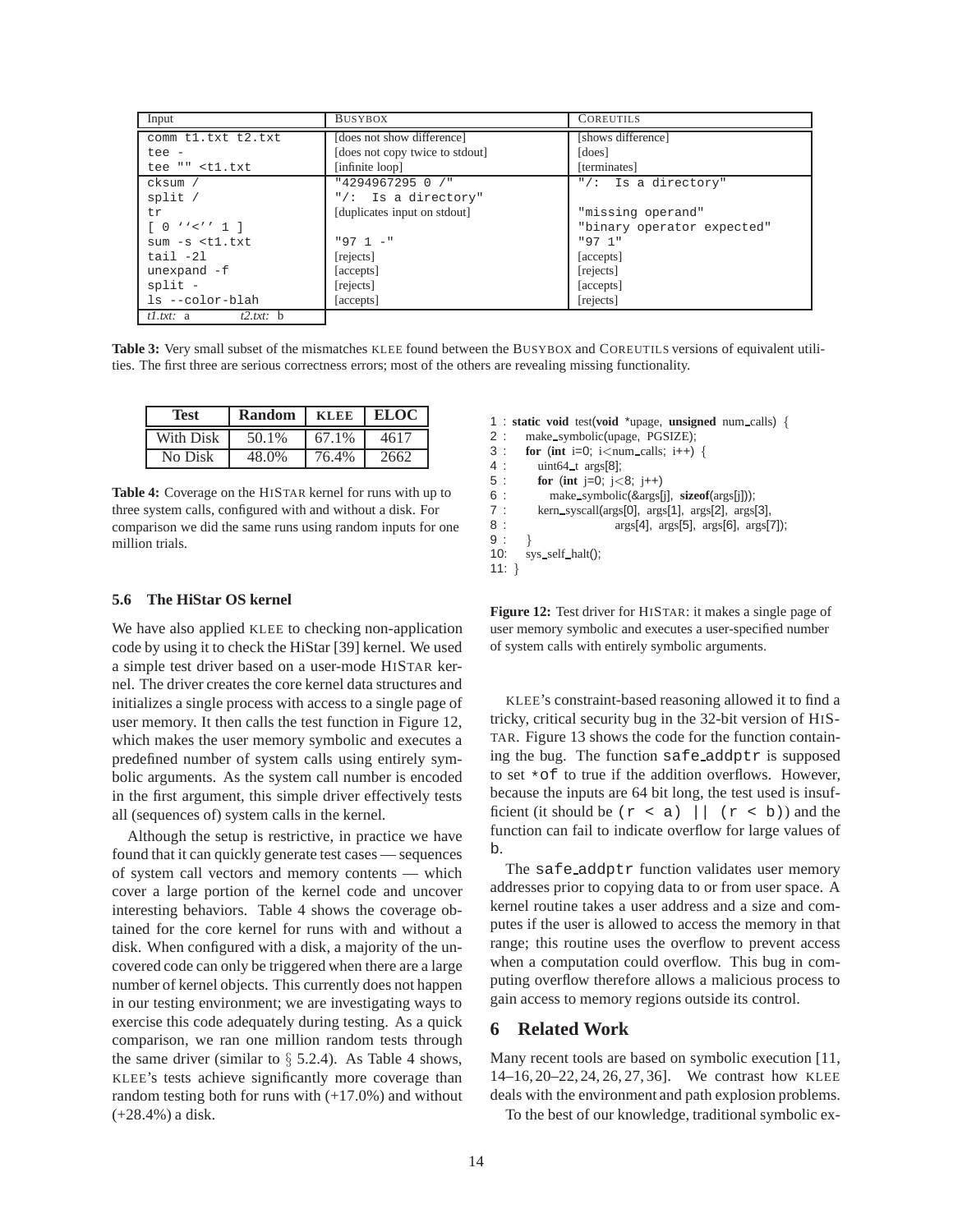| Input | BUSYBOX | COREUTILS |
|---|---|---|
| `comm t1.txt t2.txt` | [does not show difference] | [shows difference] |
| `tee -` | [does not copy twice to stdout] | [does] |
| `tee "" <t1.txt` | [infinite loop] | [terminates] |
| `cksum /` | `"4294967295 0 /"` | `"/: Is a directory"` |
| `split /` | `"/: Is a directory"` | |
| `tr` | [duplicates input on stdout] | `"missing operand"` |
| `[ 0 ''<'' 1 ]` | | `"binary operator expected"` |
| `sum -s <t1.txt` | `"97 1 -"` | `"97 1"` |
| `tail -2l` | [rejects] | [accepts] |
| `unexpand -f` | [accepts] | [rejects] |
| `split -` | [rejects] | [accepts] |
| `ls --color-blah` | [accepts] | [rejects] |
| *t1.txt:* a *t2.txt:* b | | |

**Table 3:** Very small subset of the mismatches KLEE found between the BUSYBOX and COREUTILS versions of equivalent utilities. The first three are serious correctness errors; most of the others are revealing missing functionality.

| Test | Random | KLEE | ELOC |
|---|---|---|---|
| With Disk | 50.1% | 67.1% | 4617 |
| No Disk | 48.0% | 76.4% | 2662 |

**Table 4:** Coverage on the HISTAR kernel for runs with up to three system calls, configured with and without a disk. For comparison we did the same runs using random inputs for one million trials.

### 5.6 The HiStar OS kernel

We have also applied KLEE to checking non-application code by using it to check the HiStar [39] kernel. We used a simple test driver based on a user-mode HISTAR kernel. The driver creates the core kernel data structures and initializes a single process with access to a single page of user memory. It then calls the test function in Figure 12, which makes the user memory symbolic and executes a predefined number of system calls using entirely symbolic arguments. As the system call number is encoded in the first argument, this simple driver effectively tests all (sequences of) system calls in the kernel.

Although the setup is restrictive, in practice we have found that it can quickly generate test cases — sequences of system call vectors and memory contents — which cover a large portion of the kernel code and uncover interesting behaviors. Table 4 shows the coverage obtained for the core kernel for runs with and without a disk. When configured with a disk, a majority of the uncovered code can only be triggered when there are a large number of kernel objects. This currently does not happen in our testing environment; we are investigating ways to exercise this code adequately during testing. As a quick comparison, we ran one million random tests through the same driver (similar to § 5.2.4). As Table 4 shows, KLEE's tests achieve significantly more coverage than random testing both for runs with (+17.0%) and without (+28.4%) a disk.

```
1 : static void test(void *upage, unsigned num_calls) {
2 :     make_symbolic(upage, PGSIZE);
3 :     for (int i=0; i<num_calls; i++) {
4 :         uint64_t args[8];
5 :         for (int j=0; j<8; j++)
6 :             make_symbolic(&args[j], sizeof(args[j]));
7 :         kern_syscall(args[0], args[1], args[2], args[3],
8 :                      args[4], args[5], args[6], args[7]);
9 :     }
10:     sys_self_halt();
11: }
```

**Figure 12:** Test driver for HISTAR: it makes a single page of user memory symbolic and executes a user-specified number of system calls with entirely symbolic arguments.

KLEE's constraint-based reasoning allowed it to find a tricky, critical security bug in the 32-bit version of HISTAR. Figure 13 shows the code for the function containing the bug. The function `safe_addptr` is supposed to set `*of` to true if the addition overflows. However, because the inputs are 64 bit long, the test used is insufficient (it should be `(r < a) || (r < b)`) and the function can fail to indicate overflow for large values of `b`.

The `safe_addptr` function validates user memory addresses prior to copying data to or from user space. A kernel routine takes a user address and a size and computes if the user is allowed to access the memory in that range; this routine uses the overflow to prevent access when a computation could overflow. This bug in computing overflow therefore allows a malicious process to gain access to memory regions outside its control.

## 6 Related Work

Many recent tools are based on symbolic execution [11, 14–16, 20–22, 24, 26, 27, 36]. We contrast how KLEE deals with the environment and path explosion problems.

To the best of our knowledge, traditional symbolic ex-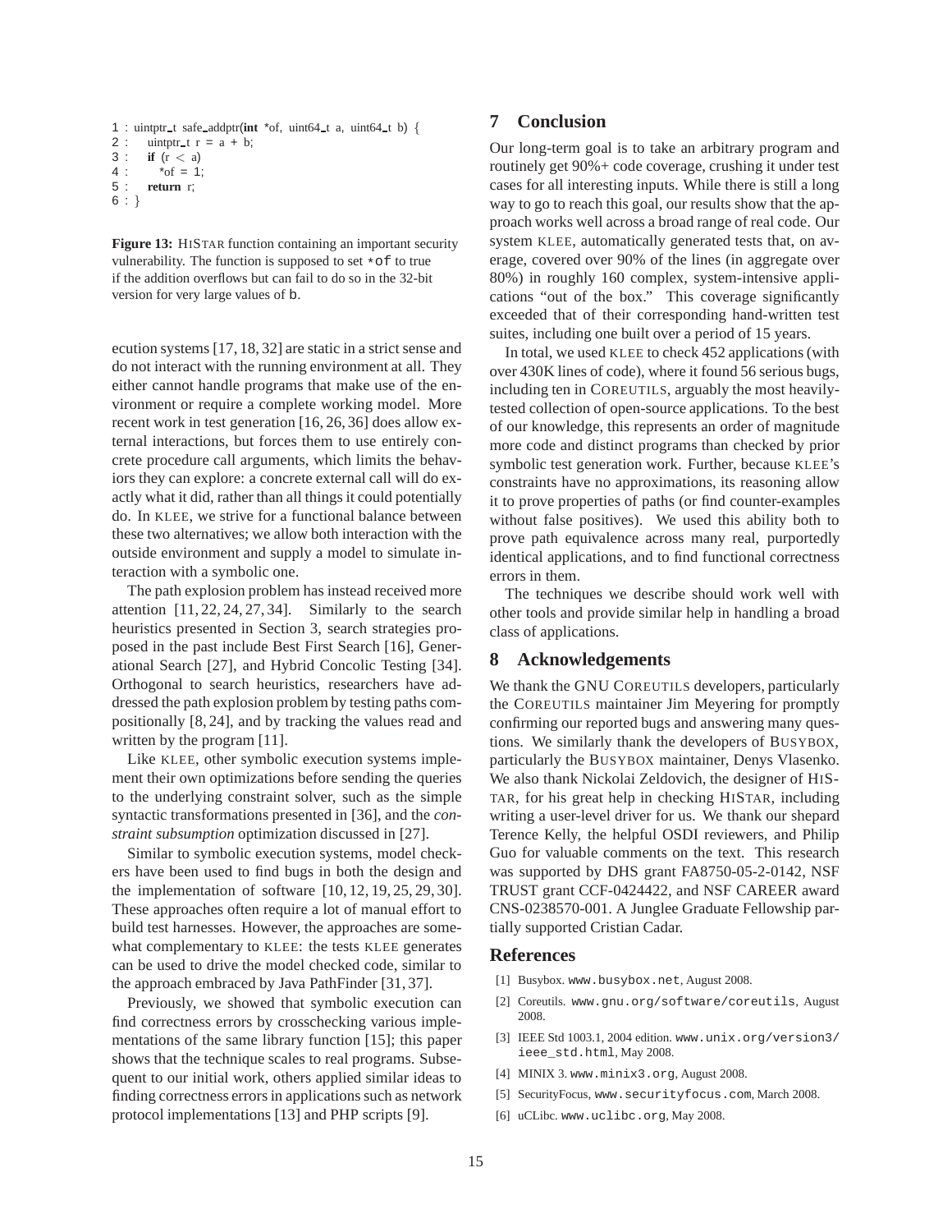```
1 : uintptr_t safe_addptr(int *of, uint64_t a, uint64_t b) {
2 :     uintptr_t r = a + b;
3 :     if (r < a)
4 :         *of = 1;
5 :     return r;
6 : }
```

**Figure 13:** HISTAR function containing an important security vulnerability. The function is supposed to set `*of` to true if the addition overflows but can fail to do so in the 32-bit version for very large values of `b`.

ecution systems [17, 18, 32] are static in a strict sense and do not interact with the running environment at all. They either cannot handle programs that make use of the environment or require a complete working model. More recent work in test generation [16, 26, 36] does allow external interactions, but forces them to use entirely concrete procedure call arguments, which limits the behaviors they can explore: a concrete external call will do exactly what it did, rather than all things it could potentially do. In KLEE, we strive for a functional balance between these two alternatives; we allow both interaction with the outside environment and supply a model to simulate interaction with a symbolic one.

The path explosion problem has instead received more attention [11, 22, 24, 27, 34]. Similarly to the search heuristics presented in Section 3, search strategies proposed in the past include Best First Search [16], Generational Search [27], and Hybrid Concolic Testing [34]. Orthogonal to search heuristics, researchers have addressed the path explosion problem by testing paths compositionally [8, 24], and by tracking the values read and written by the program [11].

Like KLEE, other symbolic execution systems implement their own optimizations before sending the queries to the underlying constraint solver, such as the simple syntactic transformations presented in [36], and the *constraint subsumption* optimization discussed in [27].

Similar to symbolic execution systems, model checkers have been used to find bugs in both the design and the implementation of software [10, 12, 19, 25, 29, 30]. These approaches often require a lot of manual effort to build test harnesses. However, the approaches are somewhat complementary to KLEE: the tests KLEE generates can be used to drive the model checked code, similar to the approach embraced by Java PathFinder [31, 37].

Previously, we showed that symbolic execution can find correctness errors by crosschecking various implementations of the same library function [15]; this paper shows that the technique scales to real programs. Subsequent to our initial work, others applied similar ideas to finding correctness errors in applications such as network protocol implementations [13] and PHP scripts [9].

## 7 Conclusion

Our long-term goal is to take an arbitrary program and routinely get 90%+ code coverage, crushing it under test cases for all interesting inputs. While there is still a long way to go to reach this goal, our results show that the approach works well across a broad range of real code. Our system KLEE, automatically generated tests that, on average, covered over 90% of the lines (in aggregate over 80%) in roughly 160 complex, system-intensive applications "out of the box." This coverage significantly exceeded that of their corresponding hand-written test suites, including one built over a period of 15 years.

In total, we used KLEE to check 452 applications (with over 430K lines of code), where it found 56 serious bugs, including ten in COREUTILS, arguably the most heavily-tested collection of open-source applications. To the best of our knowledge, this represents an order of magnitude more code and distinct programs than checked by prior symbolic test generation work. Further, because KLEE's constraints have no approximations, its reasoning allow it to prove properties of paths (or find counter-examples without false positives). We used this ability both to prove path equivalence across many real, purportedly identical applications, and to find functional correctness errors in them.

The techniques we describe should work well with other tools and provide similar help in handling a broad class of applications.

## 8 Acknowledgements

We thank the GNU COREUTILS developers, particularly the COREUTILS maintainer Jim Meyering for promptly confirming our reported bugs and answering many questions. We similarly thank the developers of BUSYBOX, particularly the BUSYBOX maintainer, Denys Vlasenko. We also thank Nickolai Zeldovich, the designer of HISTAR, for his great help in checking HISTAR, including writing a user-level driver for us. We thank our shepard Terence Kelly, the helpful OSDI reviewers, and Philip Guo for valuable comments on the text. This research was supported by DHS grant FA8750-05-2-0142, NSF TRUST grant CCF-0424422, and NSF CAREER award CNS-0238570-001. A Junglee Graduate Fellowship partially supported Cristian Cadar.

## References

[1] Busybox. `www.busybox.net`, August 2008.

[2] Coreutils. `www.gnu.org/software/coreutils`, August 2008.

[3] IEEE Std 1003.1, 2004 edition. `www.unix.org/version3/ieee_std.html`, May 2008.

[4] MINIX 3. `www.minix3.org`, August 2008.

[5] SecurityFocus, `www.securityfocus.com`, March 2008.

[6] uCLibc. `www.uclibc.org`, May 2008.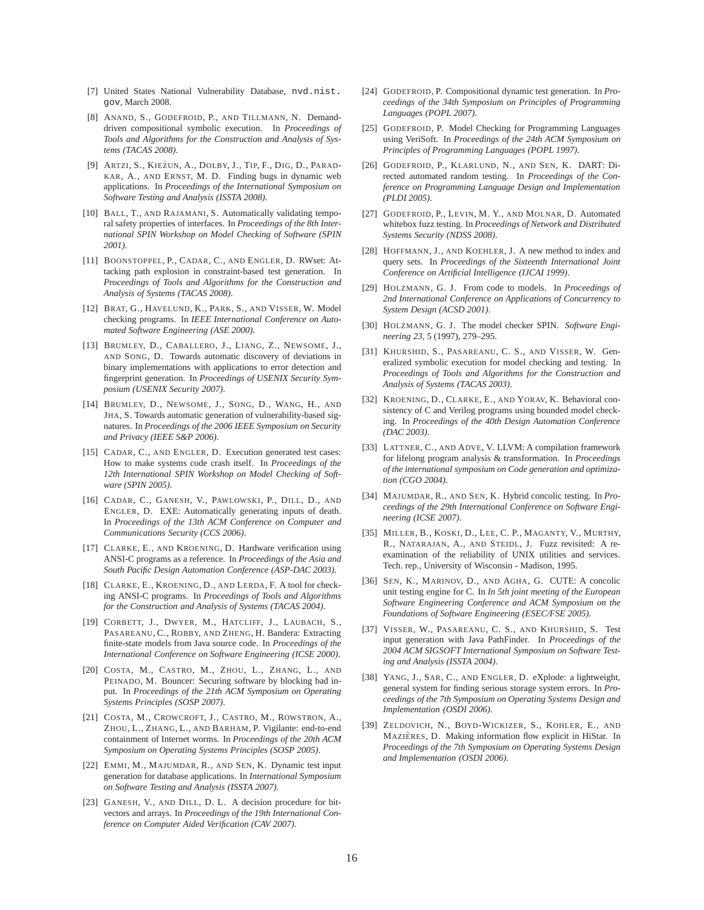[7] United States National Vulnerability Database, `nvd.nist.gov`, March 2008.

[8] Anand, S., Godefroid, P., and Tillmann, N. Demand-driven compositional symbolic execution. In *Proceedings of Tools and Algorithms for the Construction and Analysis of Systems (TACAS 2008)*.

[9] Artzi, S., Kieżun, A., Dolby, J., Tip, F., Dig, D., Paradkar, A., and Ernst, M. D. Finding bugs in dynamic web applications. In *Proceedings of the International Symposium on Software Testing and Analysis (ISSTA 2008)*.

[10] Ball, T., and Rajamani, S. Automatically validating temporal safety properties of interfaces. In *Proceedings of the 8th International SPIN Workshop on Model Checking of Software (SPIN 2001)*.

[11] Boonstoppel, P., Cadar, C., and Engler, D. RWset: Attacking path explosion in constraint-based test generation. In *Proceedings of Tools and Algorithms for the Construction and Analysis of Systems (TACAS 2008)*.

[12] Brat, G., Havelund, K., Park, S., and Visser, W. Model checking programs. In *IEEE International Conference on Automated Software Engineering (ASE 2000)*.

[13] Brumley, D., Caballero, J., Liang, Z., Newsome, J., and Song, D. Towards automatic discovery of deviations in binary implementations with applications to error detection and fingerprint generation. In *Proceedings of USENIX Security Symposium (USENIX Security 2007)*.

[14] Brumley, D., Newsome, J., Song, D., Wang, H., and Jha, S. Towards automatic generation of vulnerability-based signatures. In *Proceedings of the 2006 IEEE Symposium on Security and Privacy (IEEE S&P 2006)*.

[15] Cadar, C., and Engler, D. Execution generated test cases: How to make systems code crash itself. In *Proceedings of the 12th International SPIN Workshop on Model Checking of Software (SPIN 2005)*.

[16] Cadar, C., Ganesh, V., Pawlowski, P., Dill, D., and Engler, D. EXE: Automatically generating inputs of death. In *Proceedings of the 13th ACM Conference on Computer and Communications Security (CCS 2006)*.

[17] Clarke, E., and Kroening, D. Hardware verification using ANSI-C programs as a reference. In *Proceedings of the Asia and South Pacific Design Automation Conference (ASP-DAC 2003)*.

[18] Clarke, E., Kroening, D., and Lerda, F. A tool for checking ANSI-C programs. In *Proceedings of Tools and Algorithms for the Construction and Analysis of Systems (TACAS 2004)*.

[19] Corbett, J., Dwyer, M., Hatcliff, J., Laubach, S., Pasareanu, C., Robby, and Zheng, H. Bandera: Extracting finite-state models from Java source code. In *Proceedings of the International Conference on Software Engineering (ICSE 2000)*.

[20] Costa, M., Castro, M., Zhou, L., Zhang, L., and Peinado, M. Bouncer: Securing software by blocking bad input. In *Proceedings of the 21th ACM Symposium on Operating Systems Principles (SOSP 2007)*.

[21] Costa, M., Crowcroft, J., Castro, M., Rowstron, A., Zhou, L., Zhang, L., and Barham, P. Vigilante: end-to-end containment of Internet worms. In *Proceedings of the 20th ACM Symposium on Operating Systems Principles (SOSP 2005)*.

[22] Emmi, M., Majumdar, R., and Sen, K. Dynamic test input generation for database applications. In *International Symposium on Software Testing and Analysis (ISSTA 2007)*.

[23] Ganesh, V., and Dill, D. L. A decision procedure for bit-vectors and arrays. In *Proceedings of the 19th International Conference on Computer Aided Verification (CAV 2007)*.

[24] Godefroid, P. Compositional dynamic test generation. In *Proceedings of the 34th Symposium on Principles of Programming Languages (POPL 2007)*.

[25] Godefroid, P. Model Checking for Programming Languages using VeriSoft. In *Proceedings of the 24th ACM Symposium on Principles of Programming Languages (POPL 1997)*.

[26] Godefroid, P., Klarlund, N., and Sen, K. DART: Directed automated random testing. In *Proceedings of the Conference on Programming Language Design and Implementation (PLDI 2005)*.

[27] Godefroid, P., Levin, M. Y., and Molnar, D. Automated whitebox fuzz testing. In *Proceedings of Network and Distributed Systems Security (NDSS 2008)*.

[28] Hoffmann, J., and Koehler, J. A new method to index and query sets. In *Proceedings of the Sixteenth International Joint Conference on Artificial Intelligence (IJCAI 1999)*.

[29] Holzmann, G. J. From code to models. In *Proceedings of 2nd International Conference on Applications of Concurrency to System Design (ACSD 2001)*.

[30] Holzmann, G. J. The model checker SPIN. *Software Engineering 23*, 5 (1997), 279–295.

[31] Khurshid, S., Pasareanu, C. S., and Visser, W. Generalized symbolic execution for model checking and testing. In *Proceedings of Tools and Algorithms for the Construction and Analysis of Systems (TACAS 2003)*.

[32] Kroening, D., Clarke, E., and Yorav, K. Behavioral consistency of C and Verilog programs using bounded model checking. In *Proceedings of the 40th Design Automation Conference (DAC 2003)*.

[33] Lattner, C., and Adve, V. LLVM: A compilation framework for lifelong program analysis & transformation. In *Proceedings of the international symposium on Code generation and optimization (CGO 2004)*.

[34] Majumdar, R., and Sen, K. Hybrid concolic testing. In *Proceedings of the 29th International Conference on Software Engineering (ICSE 2007)*.

[35] Miller, B., Koski, D., Lee, C. P., Maganty, V., Murthy, R., Natarajan, A., and Steidl, J. Fuzz revisited: A re-examination of the reliability of UNIX utilities and services. Tech. rep., University of Wisconsin - Madison, 1995.

[36] Sen, K., Marinov, D., and Agha, G. CUTE: A concolic unit testing engine for C. In *In 5th joint meeting of the European Software Engineering Conference and ACM Symposium on the Foundations of Software Engineering (ESEC/FSE 2005)*.

[37] Visser, W., Pasareanu, C. S., and Khurshid, S. Test input generation with Java PathFinder. In *Proceedings of the 2004 ACM SIGSOFT International Symposium on Software Testing and Analysis (ISSTA 2004)*.

[38] Yang, J., Sar, C., and Engler, D. eXplode: a lightweight, general system for finding serious storage system errors. In *Proceedings of the 7th Symposium on Operating Systems Design and Implementation (OSDI 2006)*.

[39] Zeldovich, N., Boyd-Wickizer, S., Kohler, E., and Mazières, D. Making information flow explicit in HiStar. In *Proceedings of the 7th Symposium on Operating Systems Design and Implementation (OSDI 2006)*.